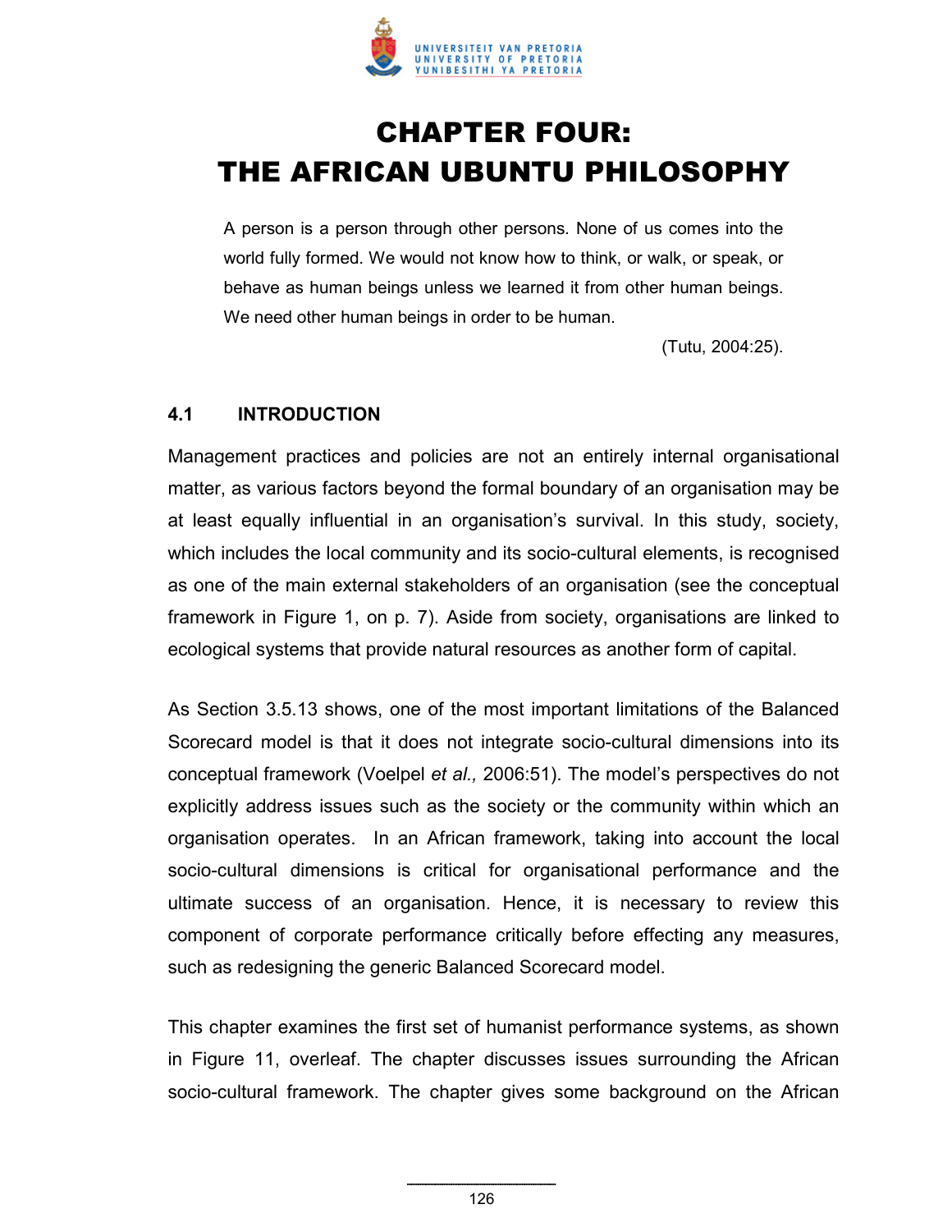# CHAPTER FOUR: THE AFRICAN UBUNTU PHILOSOPHY

> A person is a person through other persons. None of us comes into the world fully formed. We would not know how to think, or walk, or speak, or behave as human beings unless we learned it from other human beings. We need other human beings in order to be human.
>
> (Tutu, 2004:25).

## 4.1 INTRODUCTION

Management practices and policies are not an entirely internal organisational matter, as various factors beyond the formal boundary of an organisation may be at least equally influential in an organisation's survival. In this study, society, which includes the local community and its socio-cultural elements, is recognised as one of the main external stakeholders of an organisation (see the conceptual framework in Figure 1, on p. 7). Aside from society, organisations are linked to ecological systems that provide natural resources as another form of capital.

As Section 3.5.13 shows, one of the most important limitations of the Balanced Scorecard model is that it does not integrate socio-cultural dimensions into its conceptual framework (Voelpel *et al.,* 2006:51). The model's perspectives do not explicitly address issues such as the society or the community within which an organisation operates. In an African framework, taking into account the local socio-cultural dimensions is critical for organisational performance and the ultimate success of an organisation. Hence, it is necessary to review this component of corporate performance critically before effecting any measures, such as redesigning the generic Balanced Scorecard model.

This chapter examines the first set of humanist performance systems, as shown in Figure 11, overleaf. The chapter discusses issues surrounding the African socio-cultural framework. The chapter gives some background on the African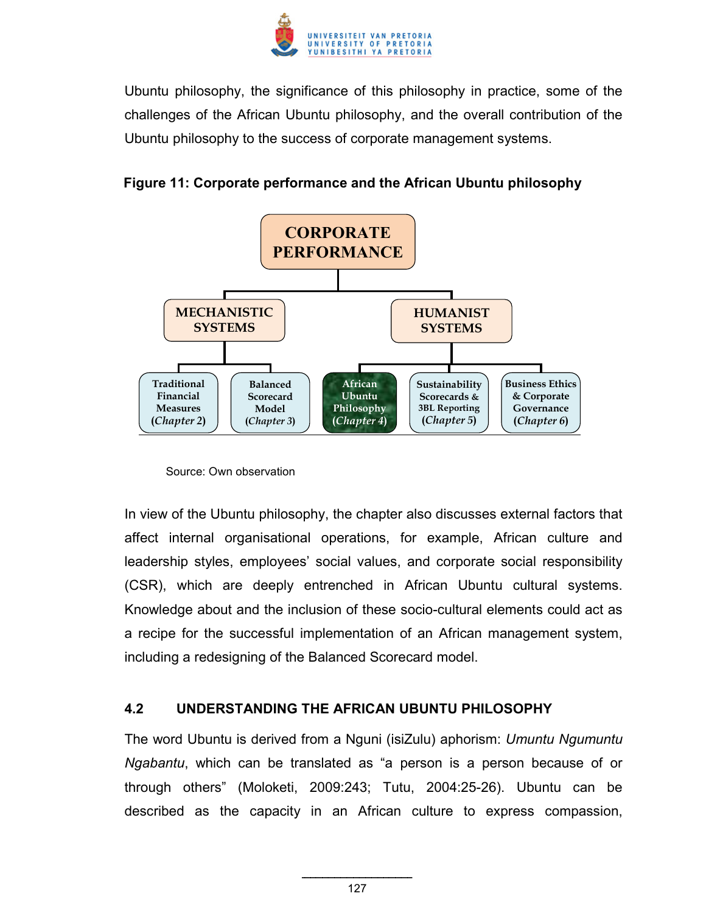Ubuntu philosophy, the significance of this philosophy in practice, some of the challenges of the African Ubuntu philosophy, and the overall contribution of the Ubuntu philosophy to the success of corporate management systems.

**Figure 11: Corporate performance and the African Ubuntu philosophy**

- CORPORATE PERFORMANCE
  - MECHANISTIC SYSTEMS
    - Traditional Financial Measures (*Chapter* 2)
    - Balanced Scorecard Model (*Chapter* 3)
  - HUMANIST SYSTEMS
    - African Ubuntu Philosophy (*Chapter* 4)
    - Sustainability Scorecards & 3BL Reporting (*Chapter* 5)
    - Business Ethics & Corporate Governance (*Chapter* 6)

Source: Own observation

In view of the Ubuntu philosophy, the chapter also discusses external factors that affect internal organisational operations, for example, African culture and leadership styles, employees' social values, and corporate social responsibility (CSR), which are deeply entrenched in African Ubuntu cultural systems. Knowledge about and the inclusion of these socio-cultural elements could act as a recipe for the successful implementation of an African management system, including a redesigning of the Balanced Scorecard model.

## 4.2 UNDERSTANDING THE AFRICAN UBUNTU PHILOSOPHY

The word Ubuntu is derived from a Nguni (isiZulu) aphorism: *Umuntu Ngumuntu Ngabantu*, which can be translated as "a person is a person because of or through others" (Moloketi, 2009:243; Tutu, 2004:25-26). Ubuntu can be described as the capacity in an African culture to express compassion,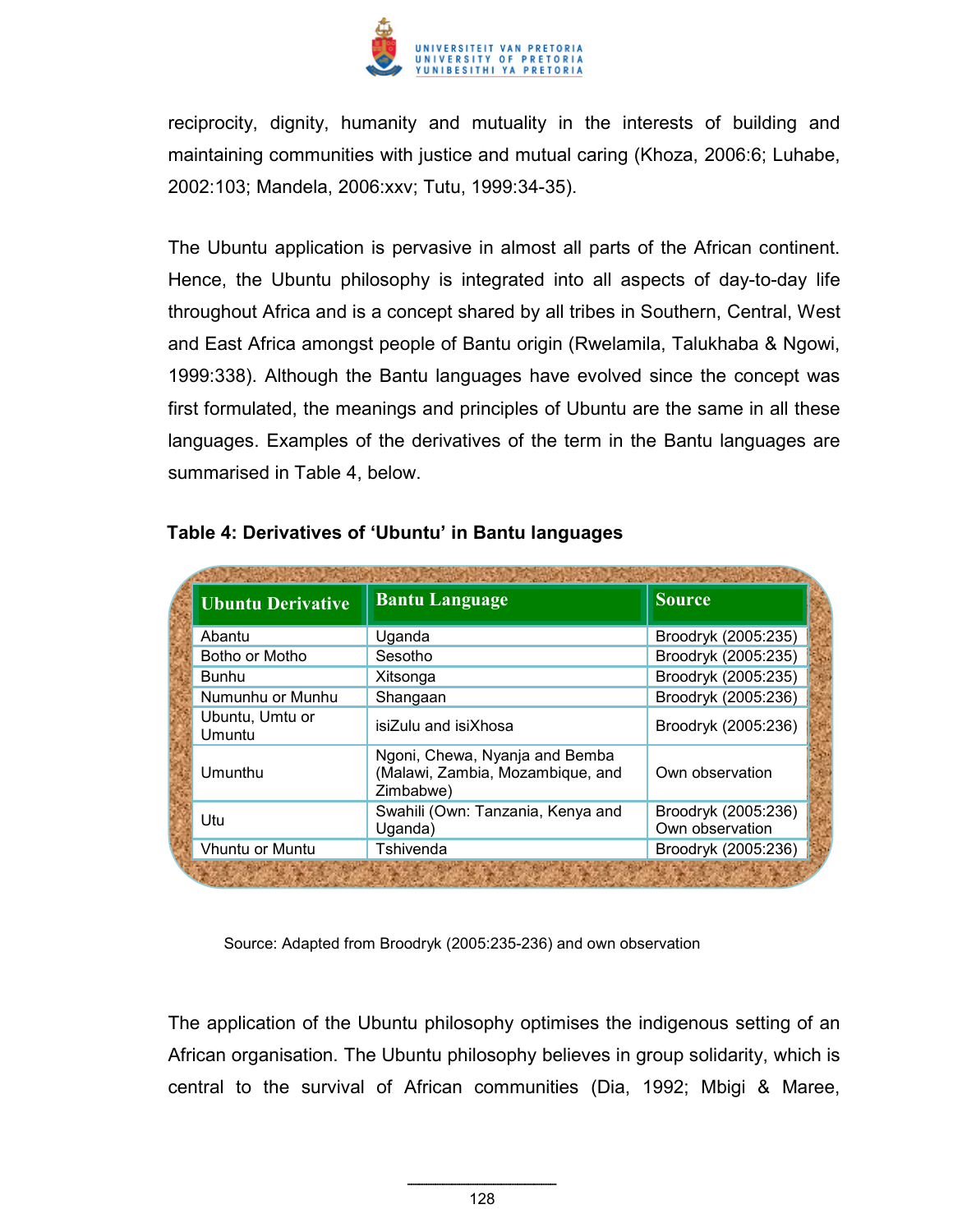reciprocity, dignity, humanity and mutuality in the interests of building and maintaining communities with justice and mutual caring (Khoza, 2006:6; Luhabe, 2002:103; Mandela, 2006:xxv; Tutu, 1999:34-35).

The Ubuntu application is pervasive in almost all parts of the African continent. Hence, the Ubuntu philosophy is integrated into all aspects of day-to-day life throughout Africa and is a concept shared by all tribes in Southern, Central, West and East Africa amongst people of Bantu origin (Rwelamila, Talukhaba & Ngowi, 1999:338). Although the Bantu languages have evolved since the concept was first formulated, the meanings and principles of Ubuntu are the same in all these languages. Examples of the derivatives of the term in the Bantu languages are summarised in Table 4, below.

**Table 4: Derivatives of 'Ubuntu' in Bantu languages**

| Ubuntu Derivative | Bantu Language | Source |
|---|---|---|
| Abantu | Uganda | Broodryk (2005:235) |
| Botho or Motho | Sesotho | Broodryk (2005:235) |
| Bunhu | Xitsonga | Broodryk (2005:235) |
| Numunhu or Munhu | Shangaan | Broodryk (2005:236) |
| Ubuntu, Umtu or Umuntu | isiZulu and isiXhosa | Broodryk (2005:236) |
| Umunthu | Ngoni, Chewa, Nyanja and Bemba (Malawi, Zambia, Mozambique, and Zimbabwe) | Own observation |
| Utu | Swahili (Own: Tanzania, Kenya and Uganda) | Broodryk (2005:236) Own observation |
| Vhuntu or Muntu | Tshivenda | Broodryk (2005:236) |

Source: Adapted from Broodryk (2005:235-236) and own observation

The application of the Ubuntu philosophy optimises the indigenous setting of an African organisation. The Ubuntu philosophy believes in group solidarity, which is central to the survival of African communities (Dia, 1992; Mbigi & Maree,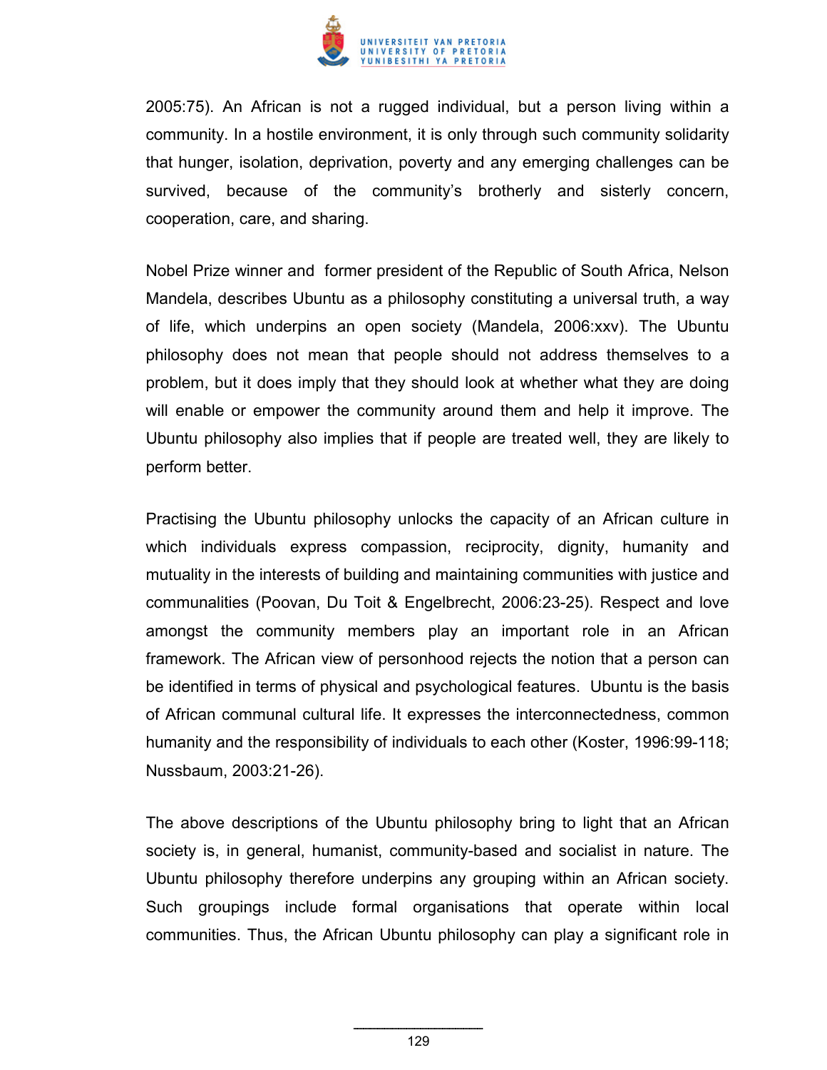2005:75). An African is not a rugged individual, but a person living within a community. In a hostile environment, it is only through such community solidarity that hunger, isolation, deprivation, poverty and any emerging challenges can be survived, because of the community's brotherly and sisterly concern, cooperation, care, and sharing.

Nobel Prize winner and former president of the Republic of South Africa, Nelson Mandela, describes Ubuntu as a philosophy constituting a universal truth, a way of life, which underpins an open society (Mandela, 2006:xxv). The Ubuntu philosophy does not mean that people should not address themselves to a problem, but it does imply that they should look at whether what they are doing will enable or empower the community around them and help it improve. The Ubuntu philosophy also implies that if people are treated well, they are likely to perform better.

Practising the Ubuntu philosophy unlocks the capacity of an African culture in which individuals express compassion, reciprocity, dignity, humanity and mutuality in the interests of building and maintaining communities with justice and communalities (Poovan, Du Toit & Engelbrecht, 2006:23-25). Respect and love amongst the community members play an important role in an African framework. The African view of personhood rejects the notion that a person can be identified in terms of physical and psychological features. Ubuntu is the basis of African communal cultural life. It expresses the interconnectedness, common humanity and the responsibility of individuals to each other (Koster, 1996:99-118; Nussbaum, 2003:21-26).

The above descriptions of the Ubuntu philosophy bring to light that an African society is, in general, humanist, community-based and socialist in nature. The Ubuntu philosophy therefore underpins any grouping within an African society. Such groupings include formal organisations that operate within local communities. Thus, the African Ubuntu philosophy can play a significant role in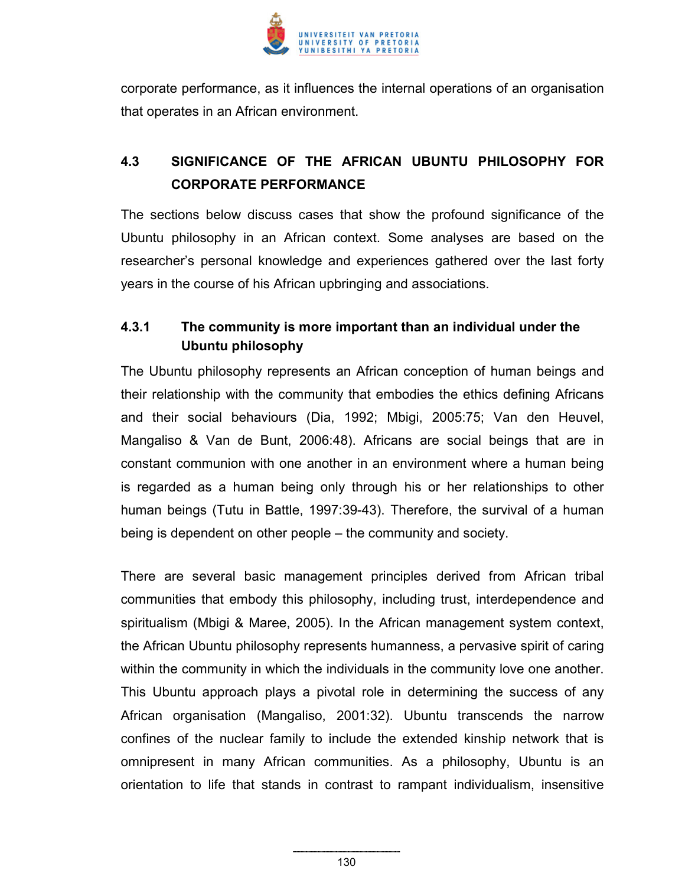corporate performance, as it influences the internal operations of an organisation that operates in an African environment.

## 4.3 SIGNIFICANCE OF THE AFRICAN UBUNTU PHILOSOPHY FOR CORPORATE PERFORMANCE

The sections below discuss cases that show the profound significance of the Ubuntu philosophy in an African context. Some analyses are based on the researcher's personal knowledge and experiences gathered over the last forty years in the course of his African upbringing and associations.

### 4.3.1 The community is more important than an individual under the Ubuntu philosophy

The Ubuntu philosophy represents an African conception of human beings and their relationship with the community that embodies the ethics defining Africans and their social behaviours (Dia, 1992; Mbigi, 2005:75; Van den Heuvel, Mangaliso & Van de Bunt, 2006:48). Africans are social beings that are in constant communion with one another in an environment where a human being is regarded as a human being only through his or her relationships to other human beings (Tutu in Battle, 1997:39-43). Therefore, the survival of a human being is dependent on other people – the community and society.

There are several basic management principles derived from African tribal communities that embody this philosophy, including trust, interdependence and spiritualism (Mbigi & Maree, 2005). In the African management system context, the African Ubuntu philosophy represents humanness, a pervasive spirit of caring within the community in which the individuals in the community love one another. This Ubuntu approach plays a pivotal role in determining the success of any African organisation (Mangaliso, 2001:32). Ubuntu transcends the narrow confines of the nuclear family to include the extended kinship network that is omnipresent in many African communities. As a philosophy, Ubuntu is an orientation to life that stands in contrast to rampant individualism, insensitive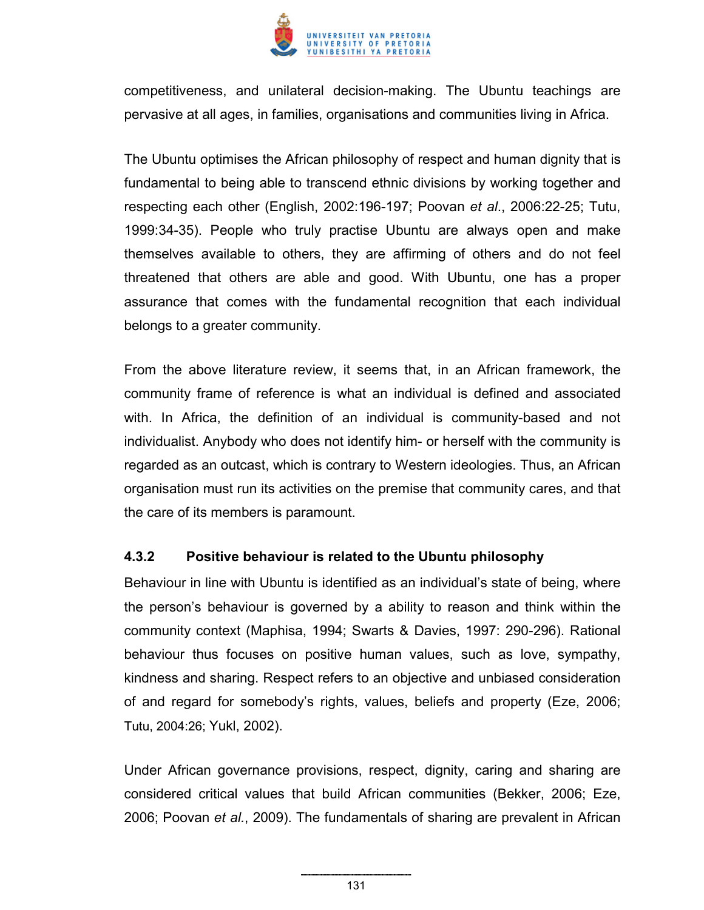competitiveness, and unilateral decision-making. The Ubuntu teachings are pervasive at all ages, in families, organisations and communities living in Africa.

The Ubuntu optimises the African philosophy of respect and human dignity that is fundamental to being able to transcend ethnic divisions by working together and respecting each other (English, 2002:196-197; Poovan *et al*., 2006:22-25; Tutu, 1999:34-35). People who truly practise Ubuntu are always open and make themselves available to others, they are affirming of others and do not feel threatened that others are able and good. With Ubuntu, one has a proper assurance that comes with the fundamental recognition that each individual belongs to a greater community.

From the above literature review, it seems that, in an African framework, the community frame of reference is what an individual is defined and associated with. In Africa, the definition of an individual is community-based and not individualist. Anybody who does not identify him- or herself with the community is regarded as an outcast, which is contrary to Western ideologies. Thus, an African organisation must run its activities on the premise that community cares, and that the care of its members is paramount.

### 4.3.2 Positive behaviour is related to the Ubuntu philosophy

Behaviour in line with Ubuntu is identified as an individual's state of being, where the person's behaviour is governed by a ability to reason and think within the community context (Maphisa, 1994; Swarts & Davies, 1997: 290-296). Rational behaviour thus focuses on positive human values, such as love, sympathy, kindness and sharing. Respect refers to an objective and unbiased consideration of and regard for somebody's rights, values, beliefs and property (Eze, 2006; Tutu, 2004:26; Yukl, 2002).

Under African governance provisions, respect, dignity, caring and sharing are considered critical values that build African communities (Bekker, 2006; Eze, 2006; Poovan *et al.*, 2009). The fundamentals of sharing are prevalent in African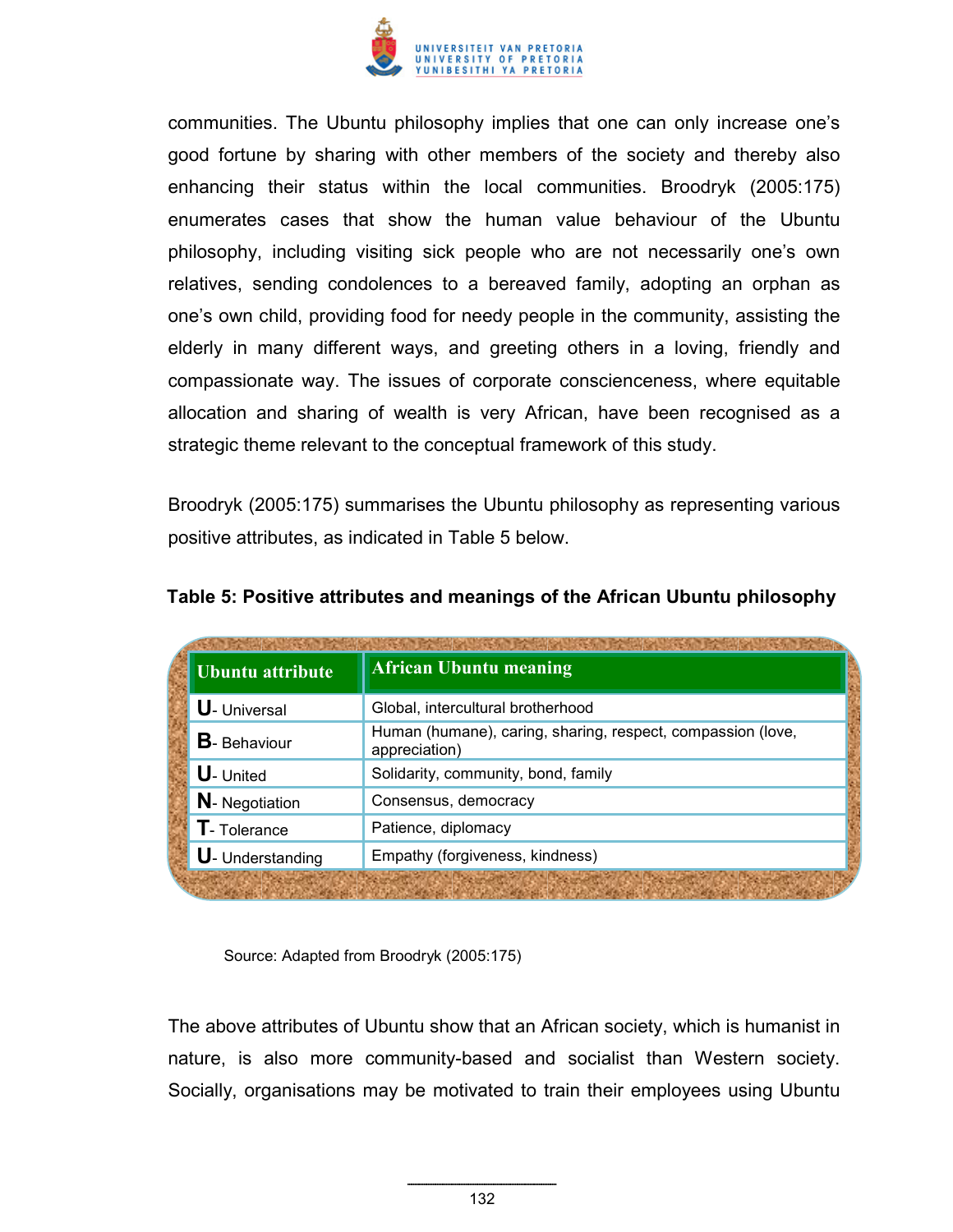communities. The Ubuntu philosophy implies that one can only increase one's good fortune by sharing with other members of the society and thereby also enhancing their status within the local communities. Broodryk (2005:175) enumerates cases that show the human value behaviour of the Ubuntu philosophy, including visiting sick people who are not necessarily one's own relatives, sending condolences to a bereaved family, adopting an orphan as one's own child, providing food for needy people in the community, assisting the elderly in many different ways, and greeting others in a loving, friendly and compassionate way. The issues of corporate conscienceness, where equitable allocation and sharing of wealth is very African, have been recognised as a strategic theme relevant to the conceptual framework of this study.

Broodryk (2005:175) summarises the Ubuntu philosophy as representing various positive attributes, as indicated in Table 5 below.

**Table 5: Positive attributes and meanings of the African Ubuntu philosophy**

| Ubuntu attribute | African Ubuntu meaning |
|---|---|
| **U**- Universal | Global, intercultural brotherhood |
| **B**- Behaviour | Human (humane), caring, sharing, respect, compassion (love, appreciation) |
| **U**- United | Solidarity, community, bond, family |
| **N**- Negotiation | Consensus, democracy |
| **T**- Tolerance | Patience, diplomacy |
| **U**- Understanding | Empathy (forgiveness, kindness) |

Source: Adapted from Broodryk (2005:175)

The above attributes of Ubuntu show that an African society, which is humanist in nature, is also more community-based and socialist than Western society. Socially, organisations may be motivated to train their employees using Ubuntu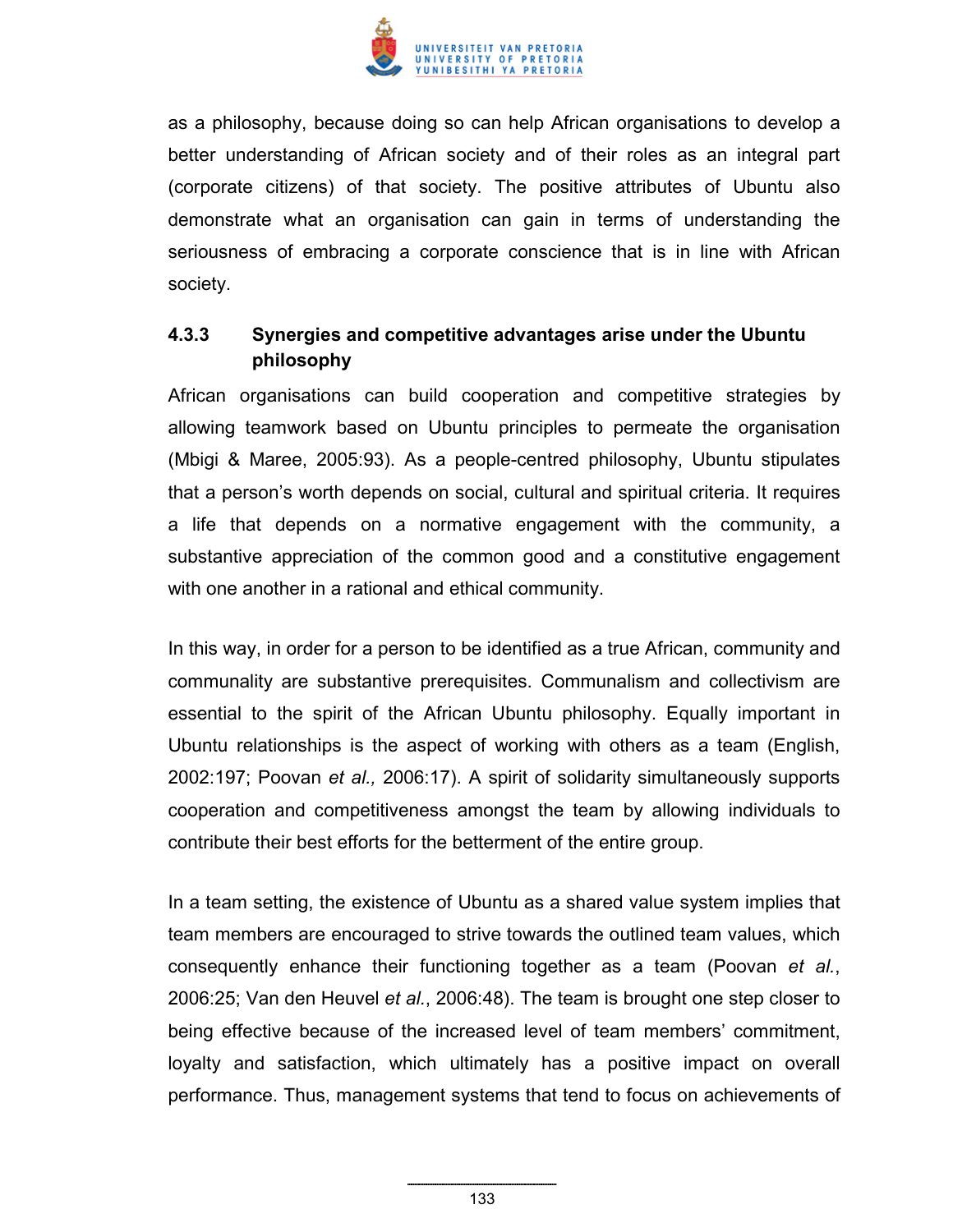as a philosophy, because doing so can help African organisations to develop a better understanding of African society and of their roles as an integral part (corporate citizens) of that society. The positive attributes of Ubuntu also demonstrate what an organisation can gain in terms of understanding the seriousness of embracing a corporate conscience that is in line with African society.

### 4.3.3 Synergies and competitive advantages arise under the Ubuntu philosophy

African organisations can build cooperation and competitive strategies by allowing teamwork based on Ubuntu principles to permeate the organisation (Mbigi & Maree, 2005:93). As a people-centred philosophy, Ubuntu stipulates that a person's worth depends on social, cultural and spiritual criteria. It requires a life that depends on a normative engagement with the community, a substantive appreciation of the common good and a constitutive engagement with one another in a rational and ethical community.

In this way, in order for a person to be identified as a true African, community and communality are substantive prerequisites. Communalism and collectivism are essential to the spirit of the African Ubuntu philosophy. Equally important in Ubuntu relationships is the aspect of working with others as a team (English, 2002:197; Poovan *et al.,* 2006:17). A spirit of solidarity simultaneously supports cooperation and competitiveness amongst the team by allowing individuals to contribute their best efforts for the betterment of the entire group.

In a team setting, the existence of Ubuntu as a shared value system implies that team members are encouraged to strive towards the outlined team values, which consequently enhance their functioning together as a team (Poovan *et al.*, 2006:25; Van den Heuvel *et al.*, 2006:48). The team is brought one step closer to being effective because of the increased level of team members' commitment, loyalty and satisfaction, which ultimately has a positive impact on overall performance. Thus, management systems that tend to focus on achievements of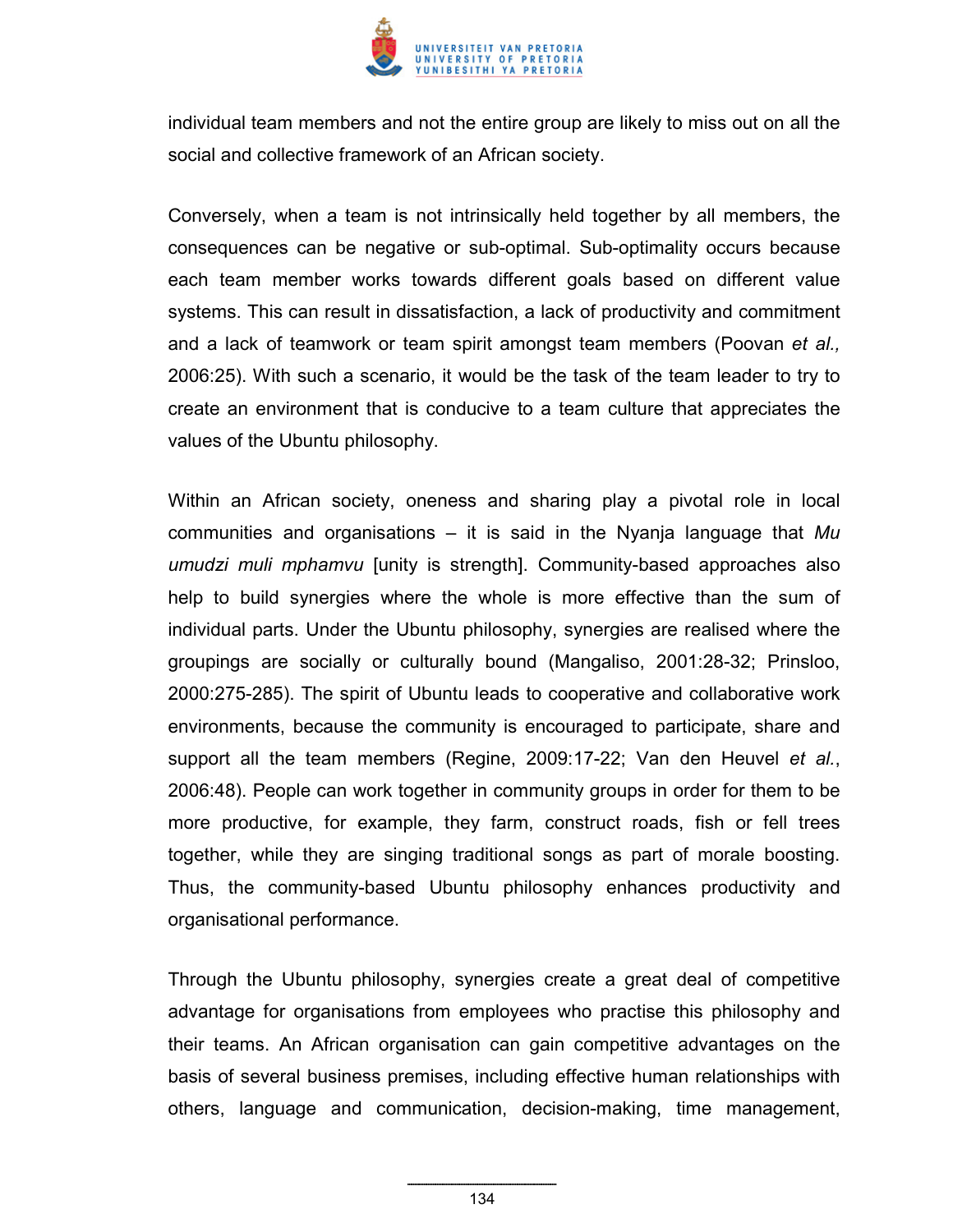individual team members and not the entire group are likely to miss out on all the social and collective framework of an African society.

Conversely, when a team is not intrinsically held together by all members, the consequences can be negative or sub-optimal. Sub-optimality occurs because each team member works towards different goals based on different value systems. This can result in dissatisfaction, a lack of productivity and commitment and a lack of teamwork or team spirit amongst team members (Poovan *et al.,* 2006:25). With such a scenario, it would be the task of the team leader to try to create an environment that is conducive to a team culture that appreciates the values of the Ubuntu philosophy.

Within an African society, oneness and sharing play a pivotal role in local communities and organisations – it is said in the Nyanja language that *Mu umudzi muli mphamvu* [unity is strength]. Community-based approaches also help to build synergies where the whole is more effective than the sum of individual parts. Under the Ubuntu philosophy, synergies are realised where the groupings are socially or culturally bound (Mangaliso, 2001:28-32; Prinsloo, 2000:275-285). The spirit of Ubuntu leads to cooperative and collaborative work environments, because the community is encouraged to participate, share and support all the team members (Regine, 2009:17-22; Van den Heuvel *et al.*, 2006:48). People can work together in community groups in order for them to be more productive, for example, they farm, construct roads, fish or fell trees together, while they are singing traditional songs as part of morale boosting. Thus, the community-based Ubuntu philosophy enhances productivity and organisational performance.

Through the Ubuntu philosophy, synergies create a great deal of competitive advantage for organisations from employees who practise this philosophy and their teams. An African organisation can gain competitive advantages on the basis of several business premises, including effective human relationships with others, language and communication, decision-making, time management,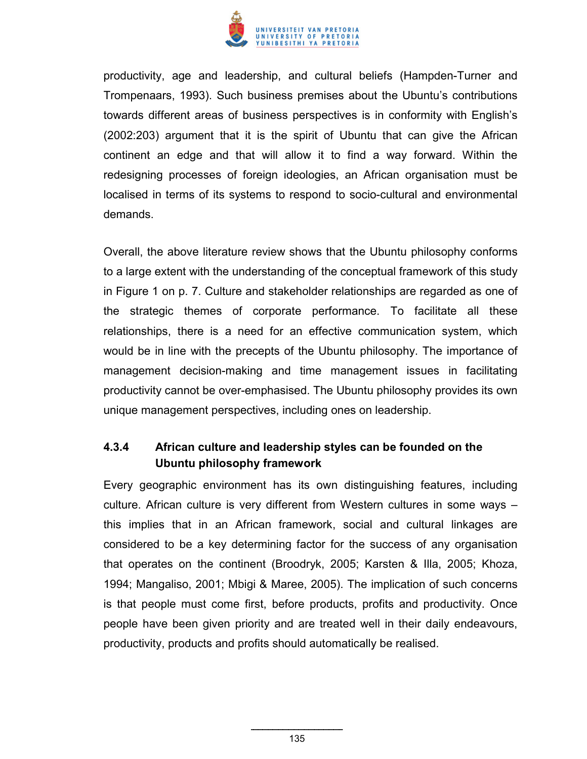productivity, age and leadership, and cultural beliefs (Hampden-Turner and Trompenaars, 1993). Such business premises about the Ubuntu's contributions towards different areas of business perspectives is in conformity with English's (2002:203) argument that it is the spirit of Ubuntu that can give the African continent an edge and that will allow it to find a way forward. Within the redesigning processes of foreign ideologies, an African organisation must be localised in terms of its systems to respond to socio-cultural and environmental demands.

Overall, the above literature review shows that the Ubuntu philosophy conforms to a large extent with the understanding of the conceptual framework of this study in Figure 1 on p. 7. Culture and stakeholder relationships are regarded as one of the strategic themes of corporate performance. To facilitate all these relationships, there is a need for an effective communication system, which would be in line with the precepts of the Ubuntu philosophy. The importance of management decision-making and time management issues in facilitating productivity cannot be over-emphasised. The Ubuntu philosophy provides its own unique management perspectives, including ones on leadership.

#### 4.3.4 African culture and leadership styles can be founded on the Ubuntu philosophy framework

Every geographic environment has its own distinguishing features, including culture. African culture is very different from Western cultures in some ways – this implies that in an African framework, social and cultural linkages are considered to be a key determining factor for the success of any organisation that operates on the continent (Broodryk, 2005; Karsten & Illa, 2005; Khoza, 1994; Mangaliso, 2001; Mbigi & Maree, 2005). The implication of such concerns is that people must come first, before products, profits and productivity. Once people have been given priority and are treated well in their daily endeavours, productivity, products and profits should automatically be realised.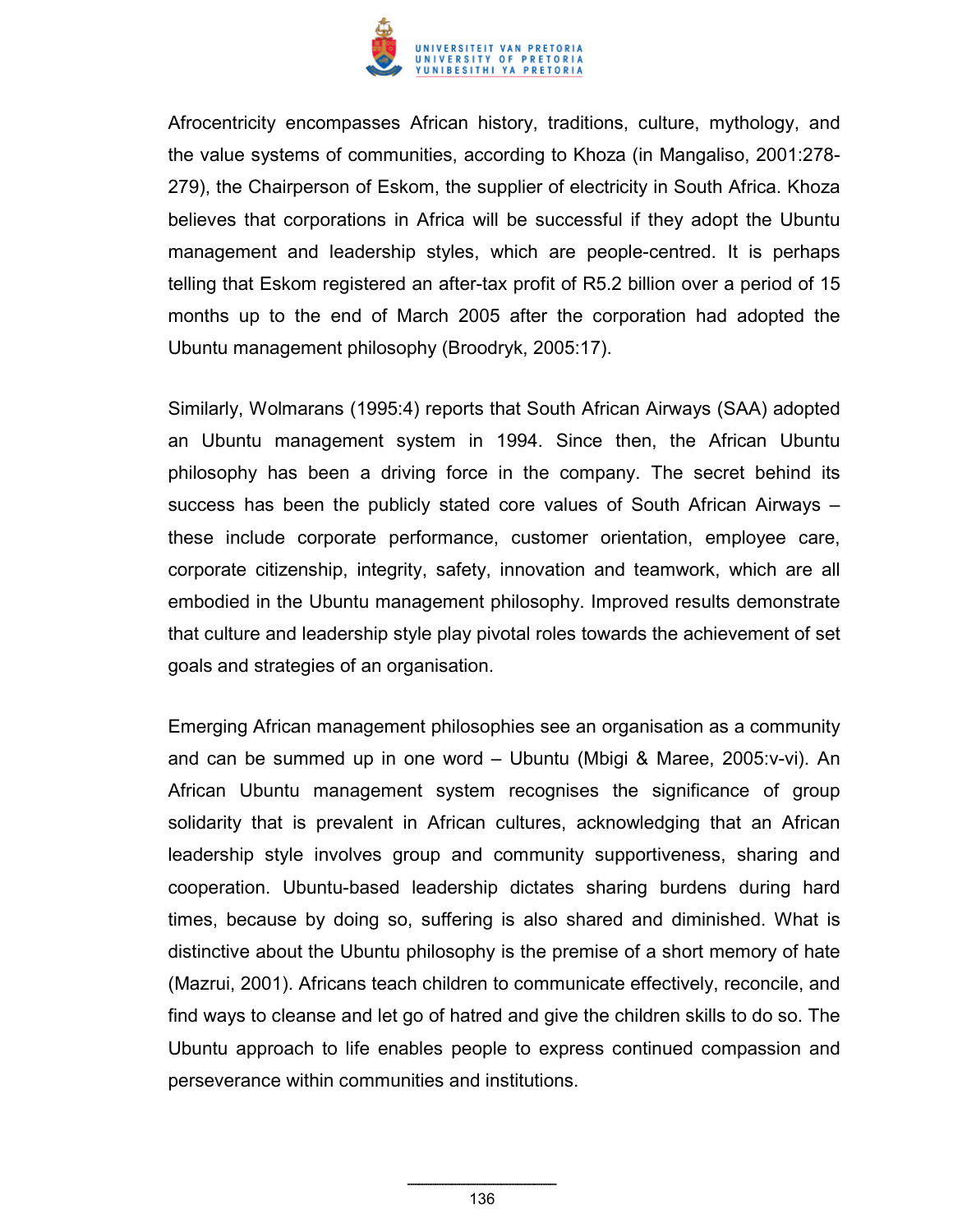Afrocentricity encompasses African history, traditions, culture, mythology, and the value systems of communities, according to Khoza (in Mangaliso, 2001:278-279), the Chairperson of Eskom, the supplier of electricity in South Africa. Khoza believes that corporations in Africa will be successful if they adopt the Ubuntu management and leadership styles, which are people-centred. It is perhaps telling that Eskom registered an after-tax profit of R5.2 billion over a period of 15 months up to the end of March 2005 after the corporation had adopted the Ubuntu management philosophy (Broodryk, 2005:17).

Similarly, Wolmarans (1995:4) reports that South African Airways (SAA) adopted an Ubuntu management system in 1994. Since then, the African Ubuntu philosophy has been a driving force in the company. The secret behind its success has been the publicly stated core values of South African Airways – these include corporate performance, customer orientation, employee care, corporate citizenship, integrity, safety, innovation and teamwork, which are all embodied in the Ubuntu management philosophy. Improved results demonstrate that culture and leadership style play pivotal roles towards the achievement of set goals and strategies of an organisation.

Emerging African management philosophies see an organisation as a community and can be summed up in one word – Ubuntu (Mbigi & Maree, 2005:v-vi). An African Ubuntu management system recognises the significance of group solidarity that is prevalent in African cultures, acknowledging that an African leadership style involves group and community supportiveness, sharing and cooperation. Ubuntu-based leadership dictates sharing burdens during hard times, because by doing so, suffering is also shared and diminished. What is distinctive about the Ubuntu philosophy is the premise of a short memory of hate (Mazrui, 2001). Africans teach children to communicate effectively, reconcile, and find ways to cleanse and let go of hatred and give the children skills to do so. The Ubuntu approach to life enables people to express continued compassion and perseverance within communities and institutions.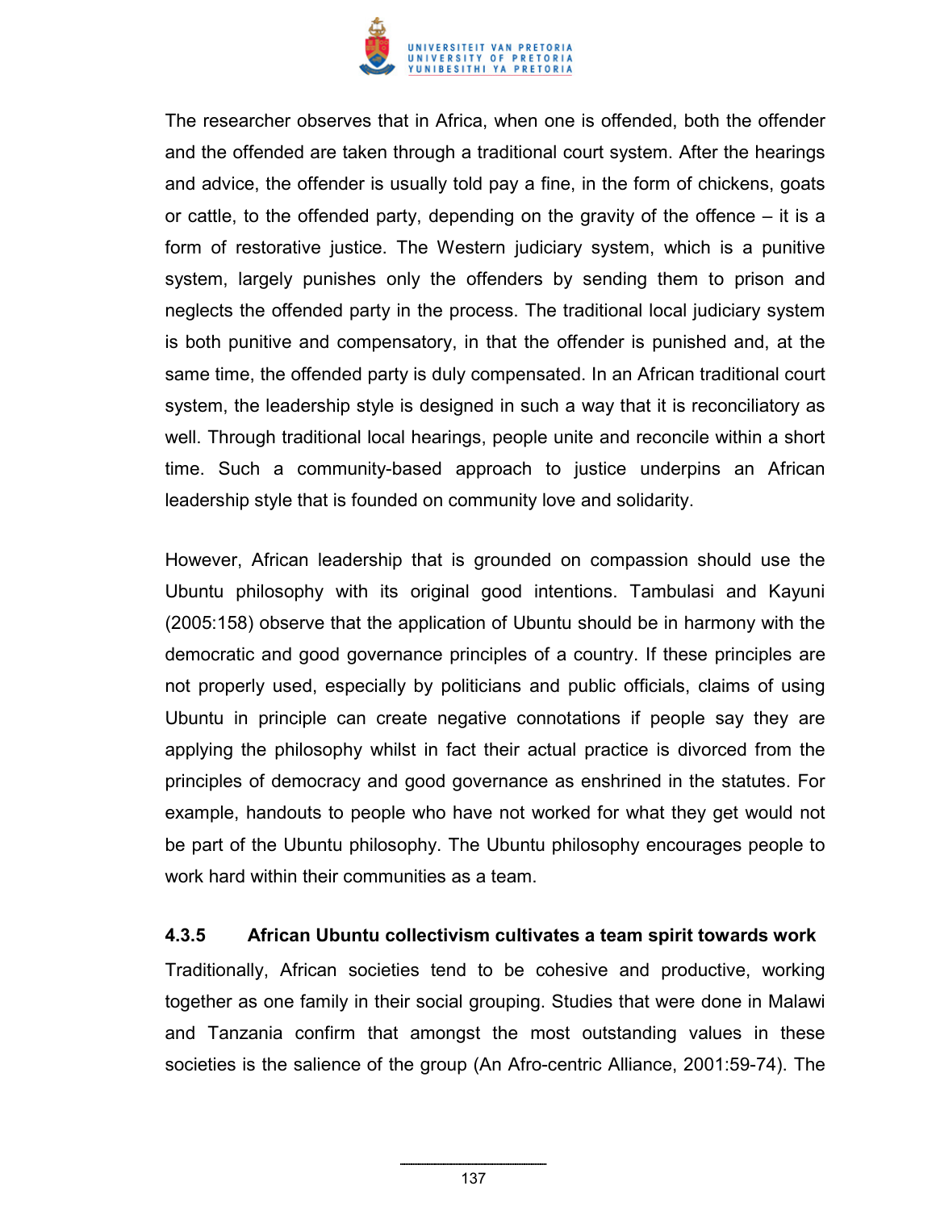The researcher observes that in Africa, when one is offended, both the offender and the offended are taken through a traditional court system. After the hearings and advice, the offender is usually told pay a fine, in the form of chickens, goats or cattle, to the offended party, depending on the gravity of the offence – it is a form of restorative justice. The Western judiciary system, which is a punitive system, largely punishes only the offenders by sending them to prison and neglects the offended party in the process. The traditional local judiciary system is both punitive and compensatory, in that the offender is punished and, at the same time, the offended party is duly compensated. In an African traditional court system, the leadership style is designed in such a way that it is reconciliatory as well. Through traditional local hearings, people unite and reconcile within a short time. Such a community-based approach to justice underpins an African leadership style that is founded on community love and solidarity.

However, African leadership that is grounded on compassion should use the Ubuntu philosophy with its original good intentions. Tambulasi and Kayuni (2005:158) observe that the application of Ubuntu should be in harmony with the democratic and good governance principles of a country. If these principles are not properly used, especially by politicians and public officials, claims of using Ubuntu in principle can create negative connotations if people say they are applying the philosophy whilst in fact their actual practice is divorced from the principles of democracy and good governance as enshrined in the statutes. For example, handouts to people who have not worked for what they get would not be part of the Ubuntu philosophy. The Ubuntu philosophy encourages people to work hard within their communities as a team.

### 4.3.5 African Ubuntu collectivism cultivates a team spirit towards work

Traditionally, African societies tend to be cohesive and productive, working together as one family in their social grouping. Studies that were done in Malawi and Tanzania confirm that amongst the most outstanding values in these societies is the salience of the group (An Afro-centric Alliance, 2001:59-74). The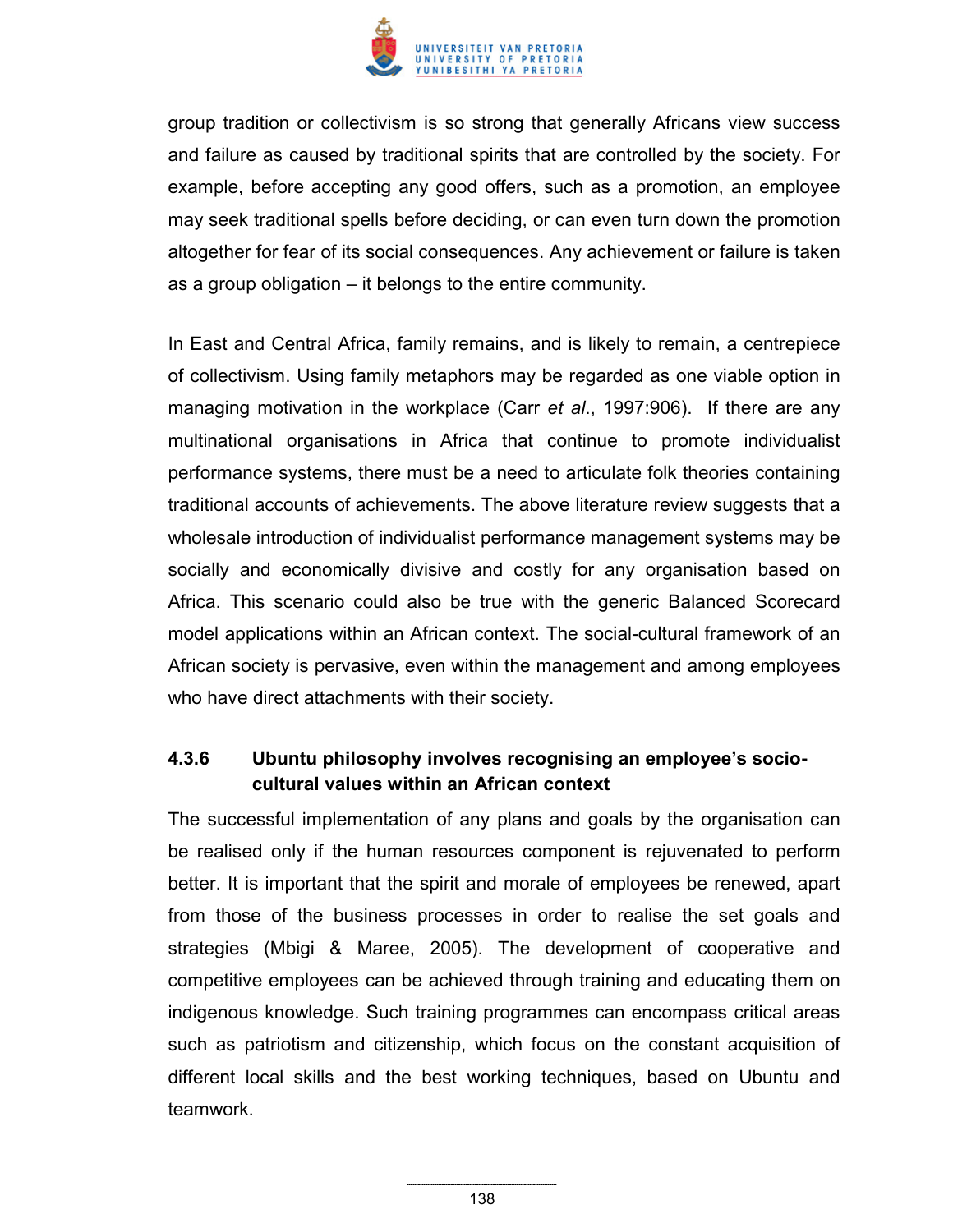group tradition or collectivism is so strong that generally Africans view success and failure as caused by traditional spirits that are controlled by the society. For example, before accepting any good offers, such as a promotion, an employee may seek traditional spells before deciding, or can even turn down the promotion altogether for fear of its social consequences. Any achievement or failure is taken as a group obligation – it belongs to the entire community.

In East and Central Africa, family remains, and is likely to remain, a centrepiece of collectivism. Using family metaphors may be regarded as one viable option in managing motivation in the workplace (Carr *et al*., 1997:906). If there are any multinational organisations in Africa that continue to promote individualist performance systems, there must be a need to articulate folk theories containing traditional accounts of achievements. The above literature review suggests that a wholesale introduction of individualist performance management systems may be socially and economically divisive and costly for any organisation based on Africa. This scenario could also be true with the generic Balanced Scorecard model applications within an African context. The social-cultural framework of an African society is pervasive, even within the management and among employees who have direct attachments with their society.

### 4.3.6 Ubuntu philosophy involves recognising an employee's socio-cultural values within an African context

The successful implementation of any plans and goals by the organisation can be realised only if the human resources component is rejuvenated to perform better. It is important that the spirit and morale of employees be renewed, apart from those of the business processes in order to realise the set goals and strategies (Mbigi & Maree, 2005). The development of cooperative and competitive employees can be achieved through training and educating them on indigenous knowledge. Such training programmes can encompass critical areas such as patriotism and citizenship, which focus on the constant acquisition of different local skills and the best working techniques, based on Ubuntu and teamwork.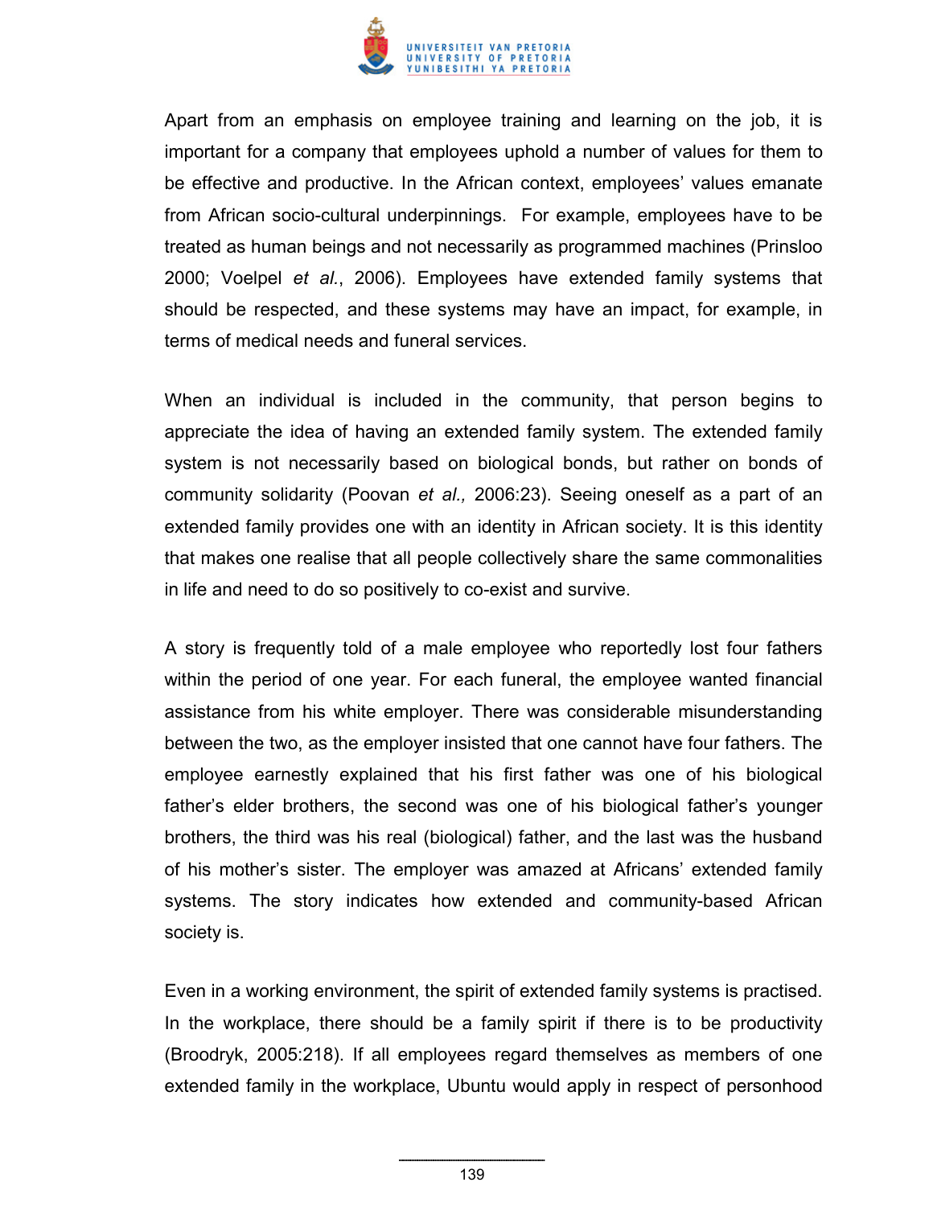Apart from an emphasis on employee training and learning on the job, it is important for a company that employees uphold a number of values for them to be effective and productive. In the African context, employees' values emanate from African socio-cultural underpinnings. For example, employees have to be treated as human beings and not necessarily as programmed machines (Prinsloo 2000; Voelpel *et al.*, 2006). Employees have extended family systems that should be respected, and these systems may have an impact, for example, in terms of medical needs and funeral services.

When an individual is included in the community, that person begins to appreciate the idea of having an extended family system. The extended family system is not necessarily based on biological bonds, but rather on bonds of community solidarity (Poovan *et al.,* 2006:23). Seeing oneself as a part of an extended family provides one with an identity in African society. It is this identity that makes one realise that all people collectively share the same commonalities in life and need to do so positively to co-exist and survive.

A story is frequently told of a male employee who reportedly lost four fathers within the period of one year. For each funeral, the employee wanted financial assistance from his white employer. There was considerable misunderstanding between the two, as the employer insisted that one cannot have four fathers. The employee earnestly explained that his first father was one of his biological father's elder brothers, the second was one of his biological father's younger brothers, the third was his real (biological) father, and the last was the husband of his mother's sister. The employer was amazed at Africans' extended family systems. The story indicates how extended and community-based African society is.

Even in a working environment, the spirit of extended family systems is practised. In the workplace, there should be a family spirit if there is to be productivity (Broodryk, 2005:218). If all employees regard themselves as members of one extended family in the workplace, Ubuntu would apply in respect of personhood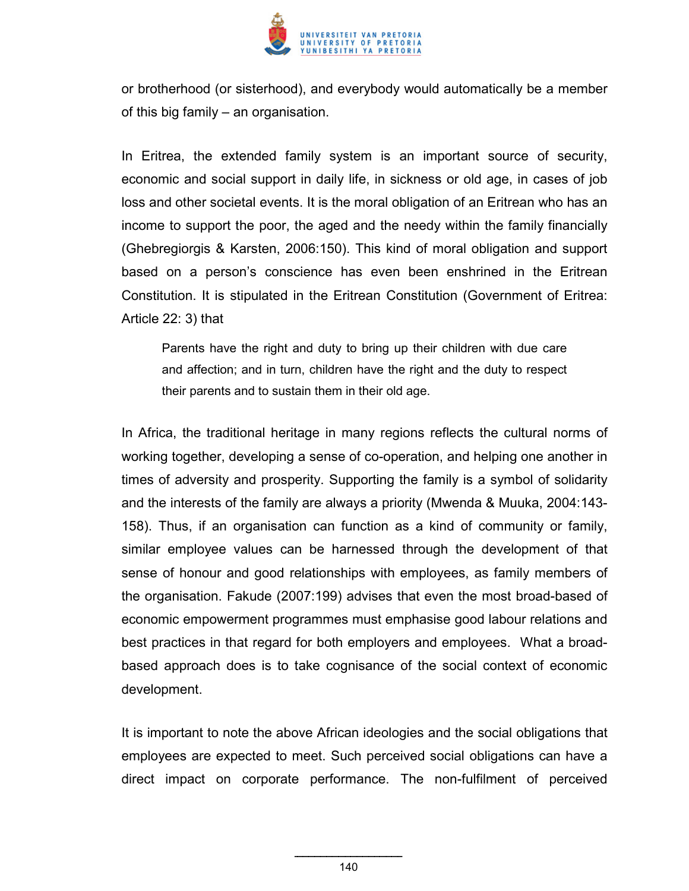or brotherhood (or sisterhood), and everybody would automatically be a member of this big family – an organisation.

In Eritrea, the extended family system is an important source of security, economic and social support in daily life, in sickness or old age, in cases of job loss and other societal events. It is the moral obligation of an Eritrean who has an income to support the poor, the aged and the needy within the family financially (Ghebregiorgis & Karsten, 2006:150). This kind of moral obligation and support based on a person's conscience has even been enshrined in the Eritrean Constitution. It is stipulated in the Eritrean Constitution (Government of Eritrea: Article 22: 3) that

> Parents have the right and duty to bring up their children with due care and affection; and in turn, children have the right and the duty to respect their parents and to sustain them in their old age.

In Africa, the traditional heritage in many regions reflects the cultural norms of working together, developing a sense of co-operation, and helping one another in times of adversity and prosperity. Supporting the family is a symbol of solidarity and the interests of the family are always a priority (Mwenda & Muuka, 2004:143-158). Thus, if an organisation can function as a kind of community or family, similar employee values can be harnessed through the development of that sense of honour and good relationships with employees, as family members of the organisation. Fakude (2007:199) advises that even the most broad-based of economic empowerment programmes must emphasise good labour relations and best practices in that regard for both employers and employees. What a broad-based approach does is to take cognisance of the social context of economic development.

It is important to note the above African ideologies and the social obligations that employees are expected to meet. Such perceived social obligations can have a direct impact on corporate performance. The non-fulfilment of perceived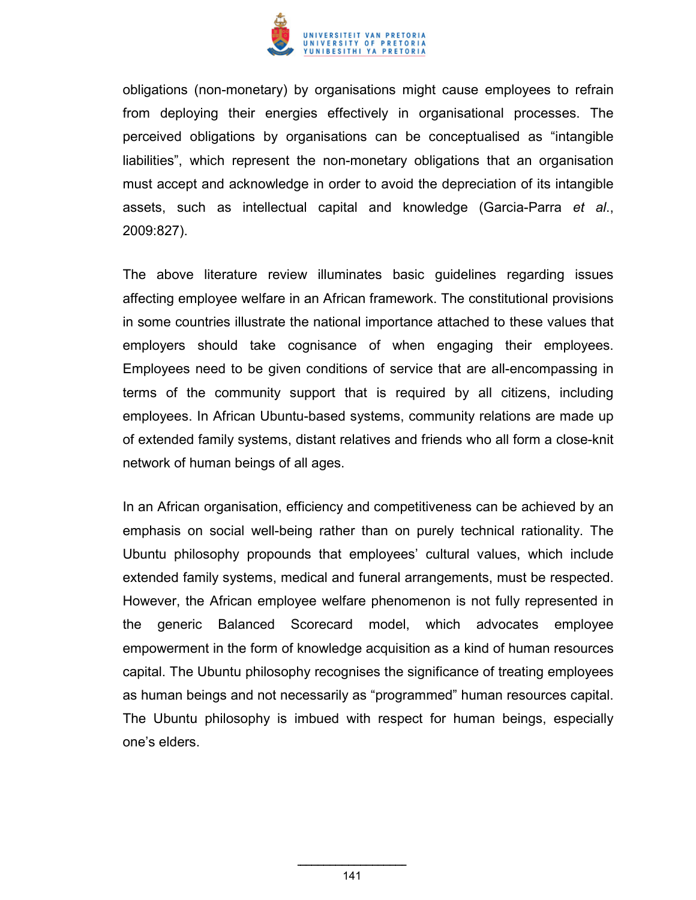obligations (non-monetary) by organisations might cause employees to refrain from deploying their energies effectively in organisational processes. The perceived obligations by organisations can be conceptualised as “intangible liabilities”, which represent the non-monetary obligations that an organisation must accept and acknowledge in order to avoid the depreciation of its intangible assets, such as intellectual capital and knowledge (Garcia-Parra *et al*., 2009:827).

The above literature review illuminates basic guidelines regarding issues affecting employee welfare in an African framework. The constitutional provisions in some countries illustrate the national importance attached to these values that employers should take cognisance of when engaging their employees. Employees need to be given conditions of service that are all-encompassing in terms of the community support that is required by all citizens, including employees. In African Ubuntu-based systems, community relations are made up of extended family systems, distant relatives and friends who all form a close-knit network of human beings of all ages.

In an African organisation, efficiency and competitiveness can be achieved by an emphasis on social well-being rather than on purely technical rationality. The Ubuntu philosophy propounds that employees’ cultural values, which include extended family systems, medical and funeral arrangements, must be respected. However, the African employee welfare phenomenon is not fully represented in the generic Balanced Scorecard model, which advocates employee empowerment in the form of knowledge acquisition as a kind of human resources capital. The Ubuntu philosophy recognises the significance of treating employees as human beings and not necessarily as “programmed” human resources capital. The Ubuntu philosophy is imbued with respect for human beings, especially one’s elders.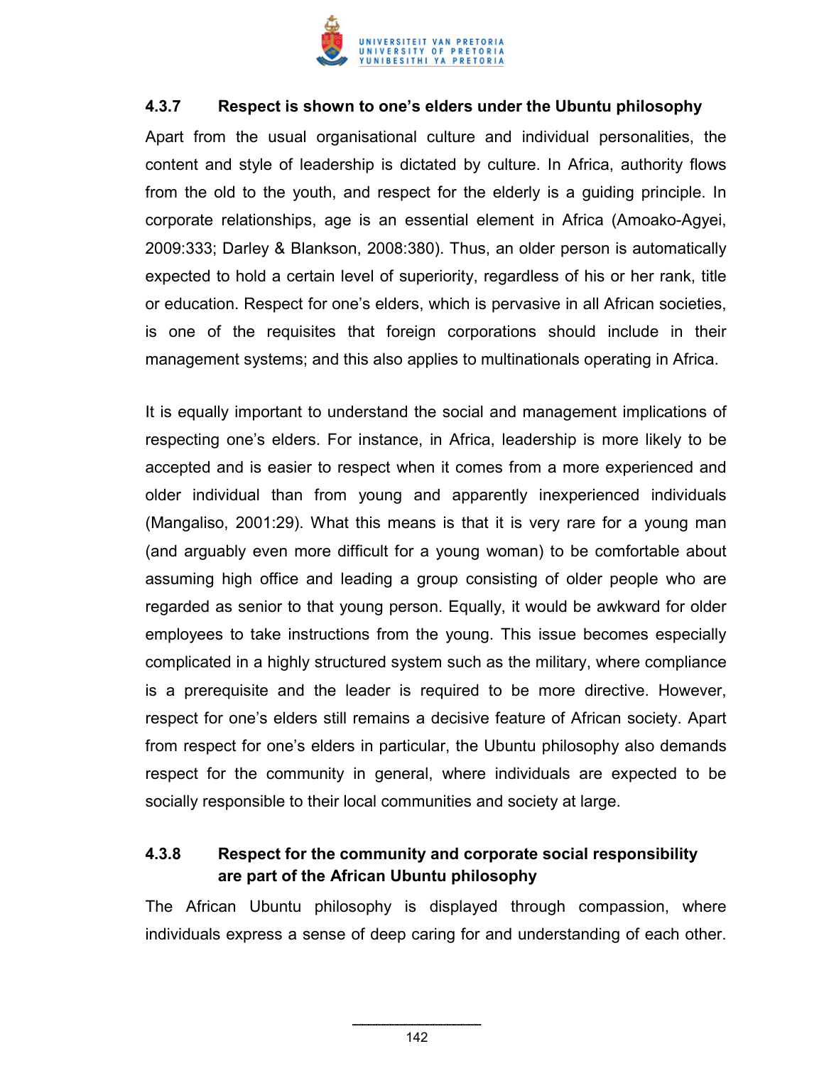### 4.3.7 Respect is shown to one's elders under the Ubuntu philosophy

Apart from the usual organisational culture and individual personalities, the content and style of leadership is dictated by culture. In Africa, authority flows from the old to the youth, and respect for the elderly is a guiding principle. In corporate relationships, age is an essential element in Africa (Amoako-Agyei, 2009:333; Darley & Blankson, 2008:380). Thus, an older person is automatically expected to hold a certain level of superiority, regardless of his or her rank, title or education. Respect for one's elders, which is pervasive in all African societies, is one of the requisites that foreign corporations should include in their management systems; and this also applies to multinationals operating in Africa.

It is equally important to understand the social and management implications of respecting one's elders. For instance, in Africa, leadership is more likely to be accepted and is easier to respect when it comes from a more experienced and older individual than from young and apparently inexperienced individuals (Mangaliso, 2001:29). What this means is that it is very rare for a young man (and arguably even more difficult for a young woman) to be comfortable about assuming high office and leading a group consisting of older people who are regarded as senior to that young person. Equally, it would be awkward for older employees to take instructions from the young. This issue becomes especially complicated in a highly structured system such as the military, where compliance is a prerequisite and the leader is required to be more directive. However, respect for one's elders still remains a decisive feature of African society. Apart from respect for one's elders in particular, the Ubuntu philosophy also demands respect for the community in general, where individuals are expected to be socially responsible to their local communities and society at large.

### 4.3.8 Respect for the community and corporate social responsibility are part of the African Ubuntu philosophy

The African Ubuntu philosophy is displayed through compassion, where individuals express a sense of deep caring for and understanding of each other.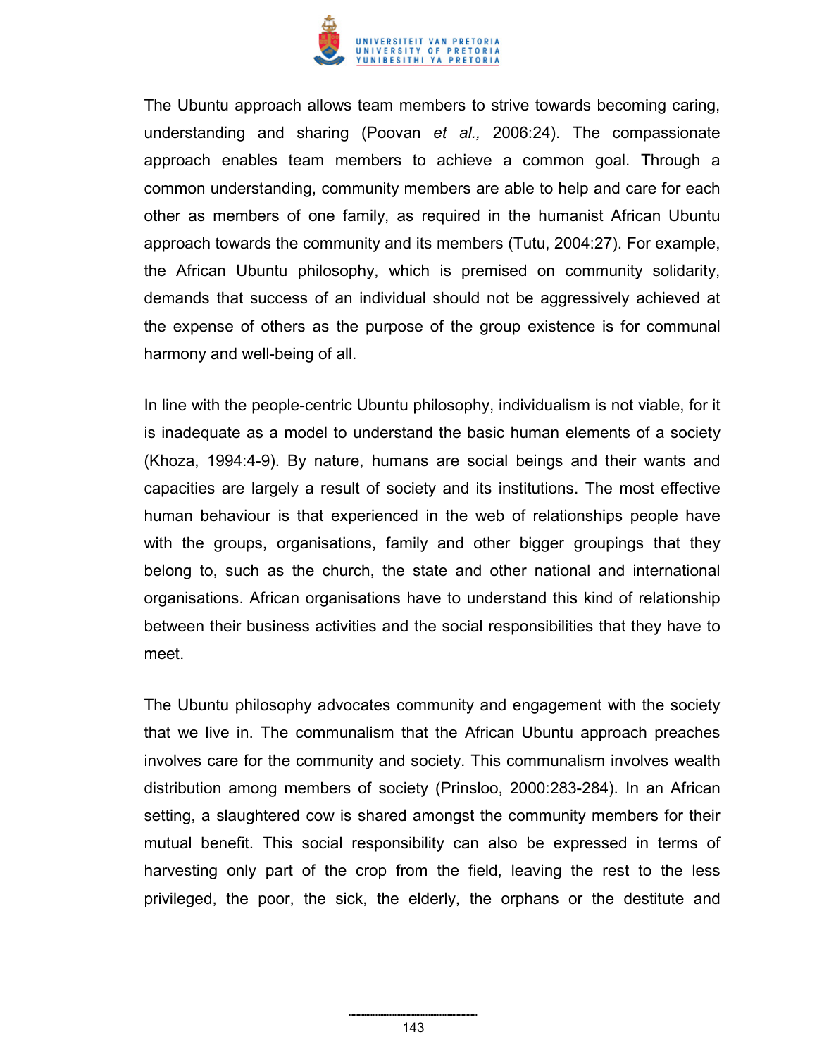The Ubuntu approach allows team members to strive towards becoming caring, understanding and sharing (Poovan *et al.,* 2006:24). The compassionate approach enables team members to achieve a common goal. Through a common understanding, community members are able to help and care for each other as members of one family, as required in the humanist African Ubuntu approach towards the community and its members (Tutu, 2004:27). For example, the African Ubuntu philosophy, which is premised on community solidarity, demands that success of an individual should not be aggressively achieved at the expense of others as the purpose of the group existence is for communal harmony and well-being of all.

In line with the people-centric Ubuntu philosophy, individualism is not viable, for it is inadequate as a model to understand the basic human elements of a society (Khoza, 1994:4-9). By nature, humans are social beings and their wants and capacities are largely a result of society and its institutions. The most effective human behaviour is that experienced in the web of relationships people have with the groups, organisations, family and other bigger groupings that they belong to, such as the church, the state and other national and international organisations. African organisations have to understand this kind of relationship between their business activities and the social responsibilities that they have to meet.

The Ubuntu philosophy advocates community and engagement with the society that we live in. The communalism that the African Ubuntu approach preaches involves care for the community and society. This communalism involves wealth distribution among members of society (Prinsloo, 2000:283-284). In an African setting, a slaughtered cow is shared amongst the community members for their mutual benefit. This social responsibility can also be expressed in terms of harvesting only part of the crop from the field, leaving the rest to the less privileged, the poor, the sick, the elderly, the orphans or the destitute and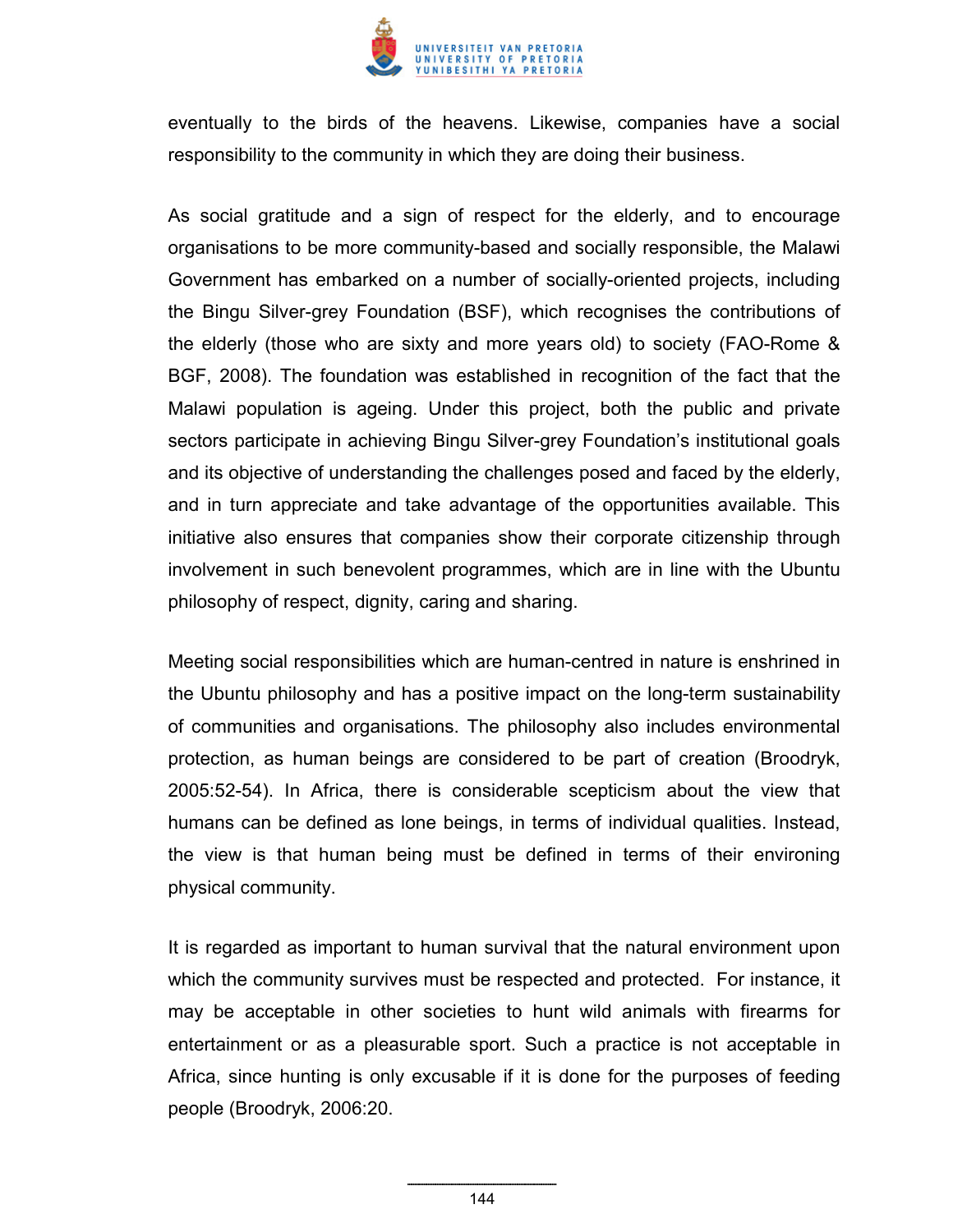eventually to the birds of the heavens. Likewise, companies have a social responsibility to the community in which they are doing their business.

As social gratitude and a sign of respect for the elderly, and to encourage organisations to be more community-based and socially responsible, the Malawi Government has embarked on a number of socially-oriented projects, including the Bingu Silver-grey Foundation (BSF), which recognises the contributions of the elderly (those who are sixty and more years old) to society (FAO-Rome & BGF, 2008). The foundation was established in recognition of the fact that the Malawi population is ageing. Under this project, both the public and private sectors participate in achieving Bingu Silver-grey Foundation's institutional goals and its objective of understanding the challenges posed and faced by the elderly, and in turn appreciate and take advantage of the opportunities available. This initiative also ensures that companies show their corporate citizenship through involvement in such benevolent programmes, which are in line with the Ubuntu philosophy of respect, dignity, caring and sharing.

Meeting social responsibilities which are human-centred in nature is enshrined in the Ubuntu philosophy and has a positive impact on the long-term sustainability of communities and organisations. The philosophy also includes environmental protection, as human beings are considered to be part of creation (Broodryk, 2005:52-54). In Africa, there is considerable scepticism about the view that humans can be defined as lone beings, in terms of individual qualities. Instead, the view is that human being must be defined in terms of their environing physical community.

It is regarded as important to human survival that the natural environment upon which the community survives must be respected and protected. For instance, it may be acceptable in other societies to hunt wild animals with firearms for entertainment or as a pleasurable sport. Such a practice is not acceptable in Africa, since hunting is only excusable if it is done for the purposes of feeding people (Broodryk, 2006:20.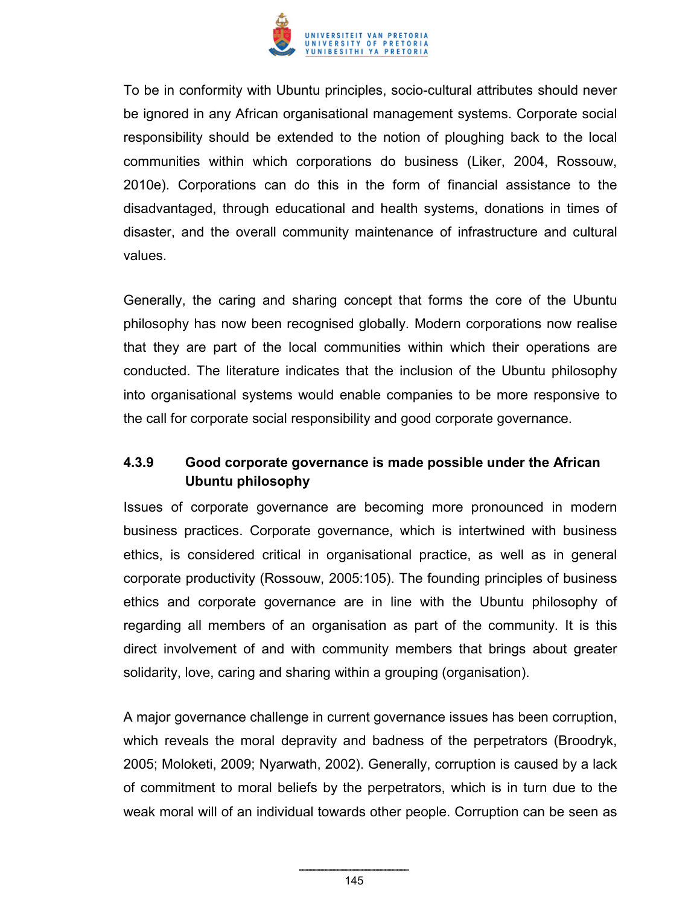To be in conformity with Ubuntu principles, socio-cultural attributes should never be ignored in any African organisational management systems. Corporate social responsibility should be extended to the notion of ploughing back to the local communities within which corporations do business (Liker, 2004, Rossouw, 2010e). Corporations can do this in the form of financial assistance to the disadvantaged, through educational and health systems, donations in times of disaster, and the overall community maintenance of infrastructure and cultural values.

Generally, the caring and sharing concept that forms the core of the Ubuntu philosophy has now been recognised globally. Modern corporations now realise that they are part of the local communities within which their operations are conducted. The literature indicates that the inclusion of the Ubuntu philosophy into organisational systems would enable companies to be more responsive to the call for corporate social responsibility and good corporate governance.

#### 4.3.9 Good corporate governance is made possible under the African Ubuntu philosophy

Issues of corporate governance are becoming more pronounced in modern business practices. Corporate governance, which is intertwined with business ethics, is considered critical in organisational practice, as well as in general corporate productivity (Rossouw, 2005:105). The founding principles of business ethics and corporate governance are in line with the Ubuntu philosophy of regarding all members of an organisation as part of the community. It is this direct involvement of and with community members that brings about greater solidarity, love, caring and sharing within a grouping (organisation).

A major governance challenge in current governance issues has been corruption, which reveals the moral depravity and badness of the perpetrators (Broodryk, 2005; Moloketi, 2009; Nyarwath, 2002). Generally, corruption is caused by a lack of commitment to moral beliefs by the perpetrators, which is in turn due to the weak moral will of an individual towards other people. Corruption can be seen as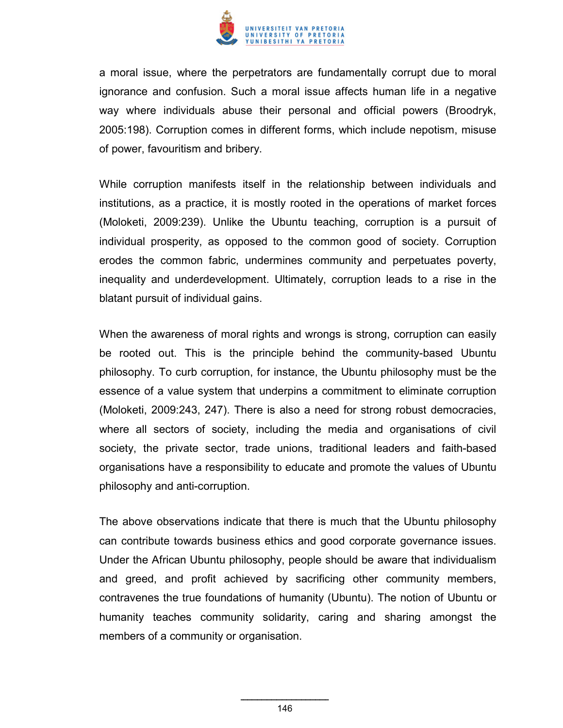a moral issue, where the perpetrators are fundamentally corrupt due to moral ignorance and confusion. Such a moral issue affects human life in a negative way where individuals abuse their personal and official powers (Broodryk, 2005:198). Corruption comes in different forms, which include nepotism, misuse of power, favouritism and bribery.

While corruption manifests itself in the relationship between individuals and institutions, as a practice, it is mostly rooted in the operations of market forces (Moloketi, 2009:239). Unlike the Ubuntu teaching, corruption is a pursuit of individual prosperity, as opposed to the common good of society. Corruption erodes the common fabric, undermines community and perpetuates poverty, inequality and underdevelopment. Ultimately, corruption leads to a rise in the blatant pursuit of individual gains.

When the awareness of moral rights and wrongs is strong, corruption can easily be rooted out. This is the principle behind the community-based Ubuntu philosophy. To curb corruption, for instance, the Ubuntu philosophy must be the essence of a value system that underpins a commitment to eliminate corruption (Moloketi, 2009:243, 247). There is also a need for strong robust democracies, where all sectors of society, including the media and organisations of civil society, the private sector, trade unions, traditional leaders and faith-based organisations have a responsibility to educate and promote the values of Ubuntu philosophy and anti-corruption.

The above observations indicate that there is much that the Ubuntu philosophy can contribute towards business ethics and good corporate governance issues. Under the African Ubuntu philosophy, people should be aware that individualism and greed, and profit achieved by sacrificing other community members, contravenes the true foundations of humanity (Ubuntu). The notion of Ubuntu or humanity teaches community solidarity, caring and sharing amongst the members of a community or organisation.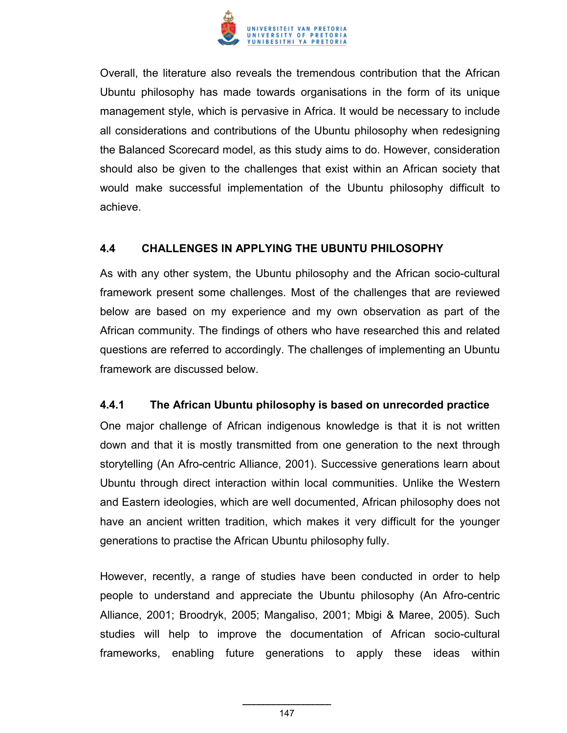Overall, the literature also reveals the tremendous contribution that the African Ubuntu philosophy has made towards organisations in the form of its unique management style, which is pervasive in Africa. It would be necessary to include all considerations and contributions of the Ubuntu philosophy when redesigning the Balanced Scorecard model, as this study aims to do. However, consideration should also be given to the challenges that exist within an African society that would make successful implementation of the Ubuntu philosophy difficult to achieve.

## 4.4 CHALLENGES IN APPLYING THE UBUNTU PHILOSOPHY

As with any other system, the Ubuntu philosophy and the African socio-cultural framework present some challenges. Most of the challenges that are reviewed below are based on my experience and my own observation as part of the African community. The findings of others who have researched this and related questions are referred to accordingly. The challenges of implementing an Ubuntu framework are discussed below.

### 4.4.1 The African Ubuntu philosophy is based on unrecorded practice

One major challenge of African indigenous knowledge is that it is not written down and that it is mostly transmitted from one generation to the next through storytelling (An Afro-centric Alliance, 2001). Successive generations learn about Ubuntu through direct interaction within local communities. Unlike the Western and Eastern ideologies, which are well documented, African philosophy does not have an ancient written tradition, which makes it very difficult for the younger generations to practise the African Ubuntu philosophy fully.

However, recently, a range of studies have been conducted in order to help people to understand and appreciate the Ubuntu philosophy (An Afro-centric Alliance, 2001; Broodryk, 2005; Mangaliso, 2001; Mbigi & Maree, 2005). Such studies will help to improve the documentation of African socio-cultural frameworks, enabling future generations to apply these ideas within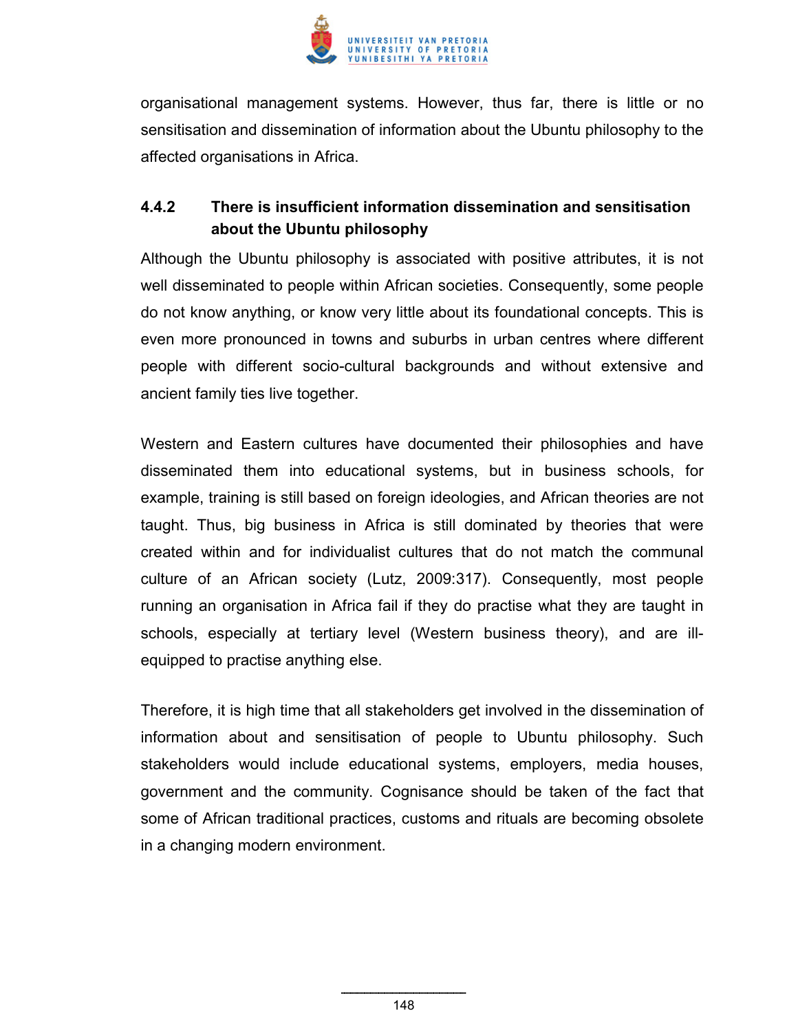organisational management systems. However, thus far, there is little or no sensitisation and dissemination of information about the Ubuntu philosophy to the affected organisations in Africa.

### 4.4.2 There is insufficient information dissemination and sensitisation about the Ubuntu philosophy

Although the Ubuntu philosophy is associated with positive attributes, it is not well disseminated to people within African societies. Consequently, some people do not know anything, or know very little about its foundational concepts. This is even more pronounced in towns and suburbs in urban centres where different people with different socio-cultural backgrounds and without extensive and ancient family ties live together.

Western and Eastern cultures have documented their philosophies and have disseminated them into educational systems, but in business schools, for example, training is still based on foreign ideologies, and African theories are not taught. Thus, big business in Africa is still dominated by theories that were created within and for individualist cultures that do not match the communal culture of an African society (Lutz, 2009:317). Consequently, most people running an organisation in Africa fail if they do practise what they are taught in schools, especially at tertiary level (Western business theory), and are ill-equipped to practise anything else.

Therefore, it is high time that all stakeholders get involved in the dissemination of information about and sensitisation of people to Ubuntu philosophy. Such stakeholders would include educational systems, employers, media houses, government and the community. Cognisance should be taken of the fact that some of African traditional practices, customs and rituals are becoming obsolete in a changing modern environment.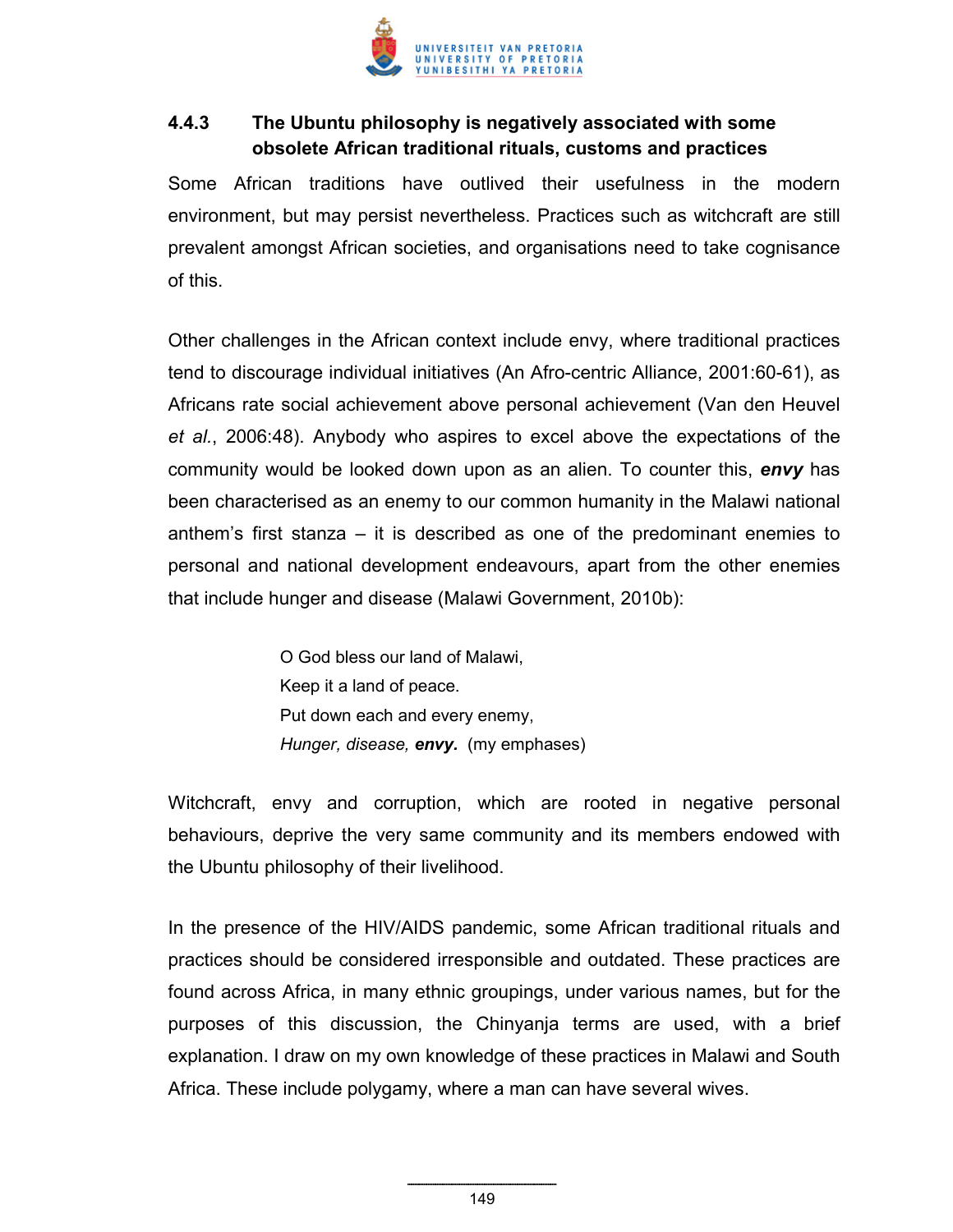### 4.4.3 The Ubuntu philosophy is negatively associated with some obsolete African traditional rituals, customs and practices

Some African traditions have outlived their usefulness in the modern environment, but may persist nevertheless. Practices such as witchcraft are still prevalent amongst African societies, and organisations need to take cognisance of this.

Other challenges in the African context include envy, where traditional practices tend to discourage individual initiatives (An Afro-centric Alliance, 2001:60-61), as Africans rate social achievement above personal achievement (Van den Heuvel *et al.*, 2006:48). Anybody who aspires to excel above the expectations of the community would be looked down upon as an alien. To counter this, ***envy*** has been characterised as an enemy to our common humanity in the Malawi national anthem's first stanza – it is described as one of the predominant enemies to personal and national development endeavours, apart from the other enemies that include hunger and disease (Malawi Government, 2010b):

> O God bless our land of Malawi,
> Keep it a land of peace.
> Put down each and every enemy,
> *Hunger, disease,* ***envy.*** (my emphases)

Witchcraft, envy and corruption, which are rooted in negative personal behaviours, deprive the very same community and its members endowed with the Ubuntu philosophy of their livelihood.

In the presence of the HIV/AIDS pandemic, some African traditional rituals and practices should be considered irresponsible and outdated. These practices are found across Africa, in many ethnic groupings, under various names, but for the purposes of this discussion, the Chinyanja terms are used, with a brief explanation. I draw on my own knowledge of these practices in Malawi and South Africa. These include polygamy, where a man can have several wives.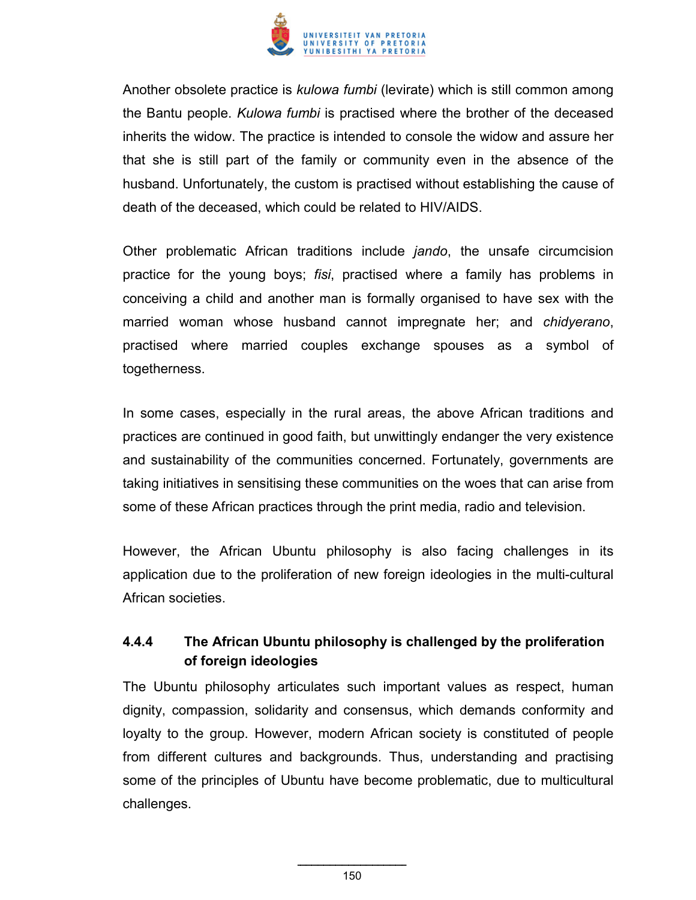Another obsolete practice is *kulowa fumbi* (levirate) which is still common among the Bantu people. *Kulowa fumbi* is practised where the brother of the deceased inherits the widow. The practice is intended to console the widow and assure her that she is still part of the family or community even in the absence of the husband. Unfortunately, the custom is practised without establishing the cause of death of the deceased, which could be related to HIV/AIDS.

Other problematic African traditions include *jando*, the unsafe circumcision practice for the young boys; *fisi*, practised where a family has problems in conceiving a child and another man is formally organised to have sex with the married woman whose husband cannot impregnate her; and *chidyerano*, practised where married couples exchange spouses as a symbol of togetherness.

In some cases, especially in the rural areas, the above African traditions and practices are continued in good faith, but unwittingly endanger the very existence and sustainability of the communities concerned. Fortunately, governments are taking initiatives in sensitising these communities on the woes that can arise from some of these African practices through the print media, radio and television.

However, the African Ubuntu philosophy is also facing challenges in its application due to the proliferation of new foreign ideologies in the multi-cultural African societies.

#### 4.4.4 The African Ubuntu philosophy is challenged by the proliferation of foreign ideologies

The Ubuntu philosophy articulates such important values as respect, human dignity, compassion, solidarity and consensus, which demands conformity and loyalty to the group. However, modern African society is constituted of people from different cultures and backgrounds. Thus, understanding and practising some of the principles of Ubuntu have become problematic, due to multicultural challenges.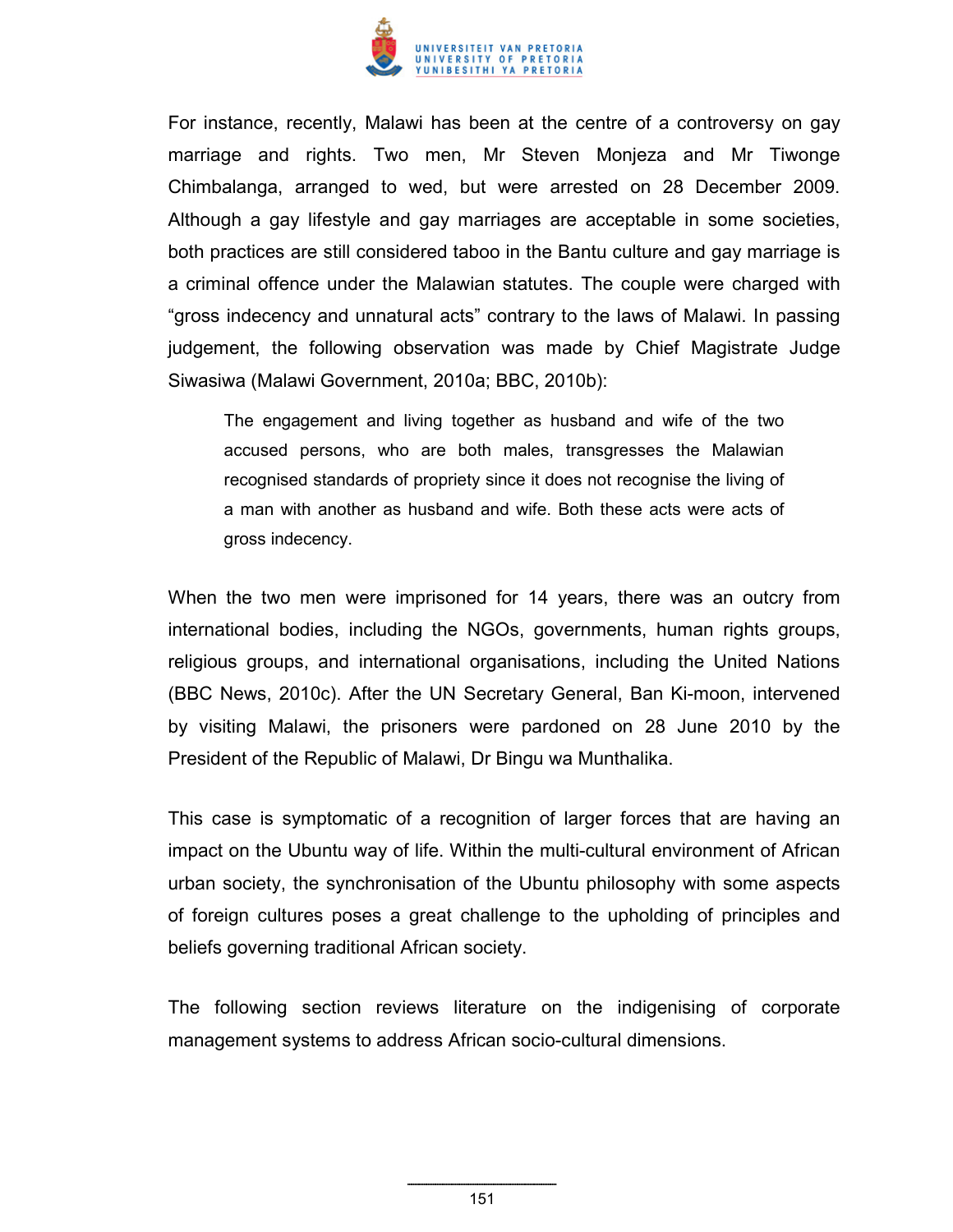For instance, recently, Malawi has been at the centre of a controversy on gay marriage and rights. Two men, Mr Steven Monjeza and Mr Tiwonge Chimbalanga, arranged to wed, but were arrested on 28 December 2009. Although a gay lifestyle and gay marriages are acceptable in some societies, both practices are still considered taboo in the Bantu culture and gay marriage is a criminal offence under the Malawian statutes. The couple were charged with “gross indecency and unnatural acts” contrary to the laws of Malawi. In passing judgement, the following observation was made by Chief Magistrate Judge Siwasiwa (Malawi Government, 2010a; BBC, 2010b):

> The engagement and living together as husband and wife of the two accused persons, who are both males, transgresses the Malawian recognised standards of propriety since it does not recognise the living of a man with another as husband and wife. Both these acts were acts of gross indecency.

When the two men were imprisoned for 14 years, there was an outcry from international bodies, including the NGOs, governments, human rights groups, religious groups, and international organisations, including the United Nations (BBC News, 2010c). After the UN Secretary General, Ban Ki-moon, intervened by visiting Malawi, the prisoners were pardoned on 28 June 2010 by the President of the Republic of Malawi, Dr Bingu wa Munthalika.

This case is symptomatic of a recognition of larger forces that are having an impact on the Ubuntu way of life. Within the multi-cultural environment of African urban society, the synchronisation of the Ubuntu philosophy with some aspects of foreign cultures poses a great challenge to the upholding of principles and beliefs governing traditional African society.

The following section reviews literature on the indigenising of corporate management systems to address African socio-cultural dimensions.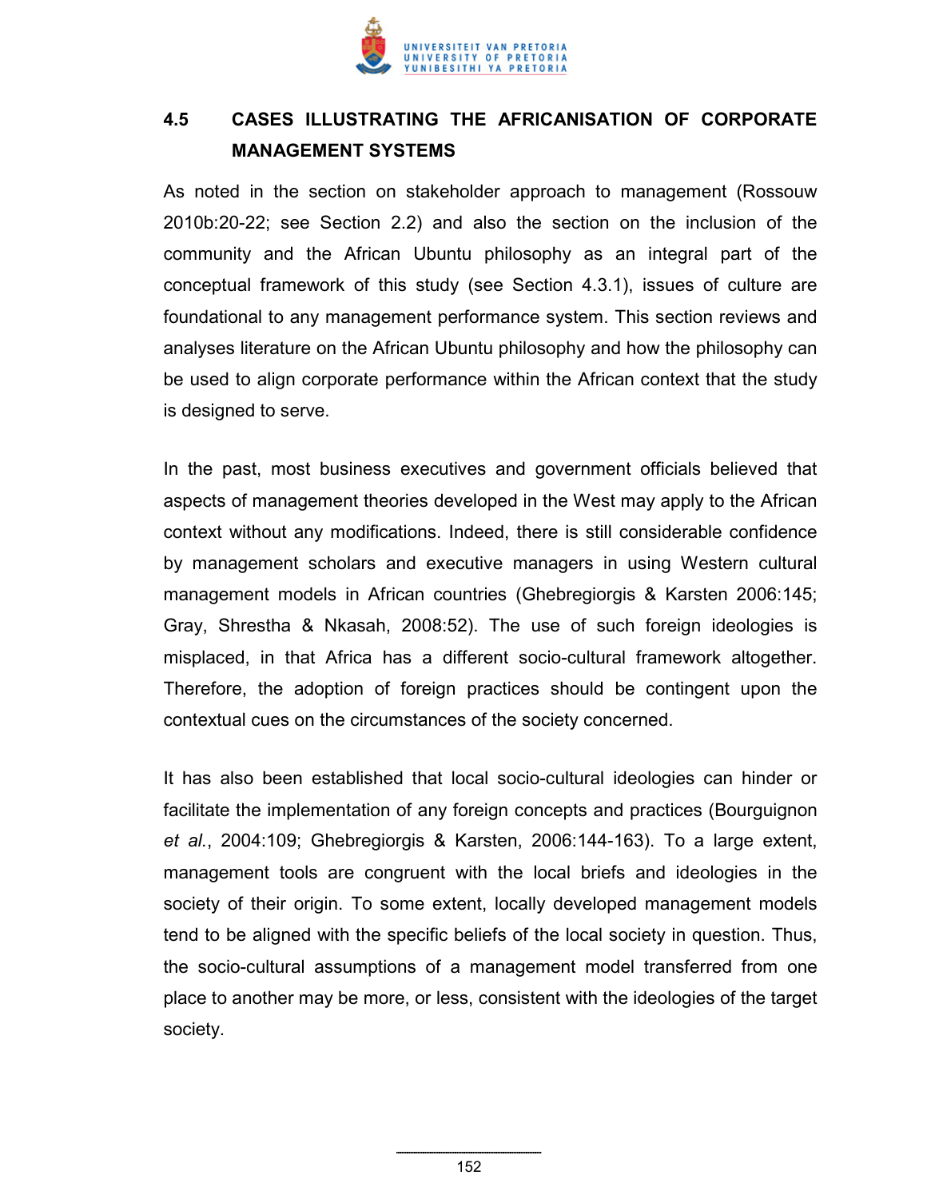## 4.5 CASES ILLUSTRATING THE AFRICANISATION OF CORPORATE MANAGEMENT SYSTEMS

As noted in the section on stakeholder approach to management (Rossouw 2010b:20-22; see Section 2.2) and also the section on the inclusion of the community and the African Ubuntu philosophy as an integral part of the conceptual framework of this study (see Section 4.3.1), issues of culture are foundational to any management performance system. This section reviews and analyses literature on the African Ubuntu philosophy and how the philosophy can be used to align corporate performance within the African context that the study is designed to serve.

In the past, most business executives and government officials believed that aspects of management theories developed in the West may apply to the African context without any modifications. Indeed, there is still considerable confidence by management scholars and executive managers in using Western cultural management models in African countries (Ghebregiorgis & Karsten 2006:145; Gray, Shrestha & Nkasah, 2008:52). The use of such foreign ideologies is misplaced, in that Africa has a different socio-cultural framework altogether. Therefore, the adoption of foreign practices should be contingent upon the contextual cues on the circumstances of the society concerned.

It has also been established that local socio-cultural ideologies can hinder or facilitate the implementation of any foreign concepts and practices (Bourguignon *et al.*, 2004:109; Ghebregiorgis & Karsten, 2006:144-163). To a large extent, management tools are congruent with the local briefs and ideologies in the society of their origin. To some extent, locally developed management models tend to be aligned with the specific beliefs of the local society in question. Thus, the socio-cultural assumptions of a management model transferred from one place to another may be more, or less, consistent with the ideologies of the target society.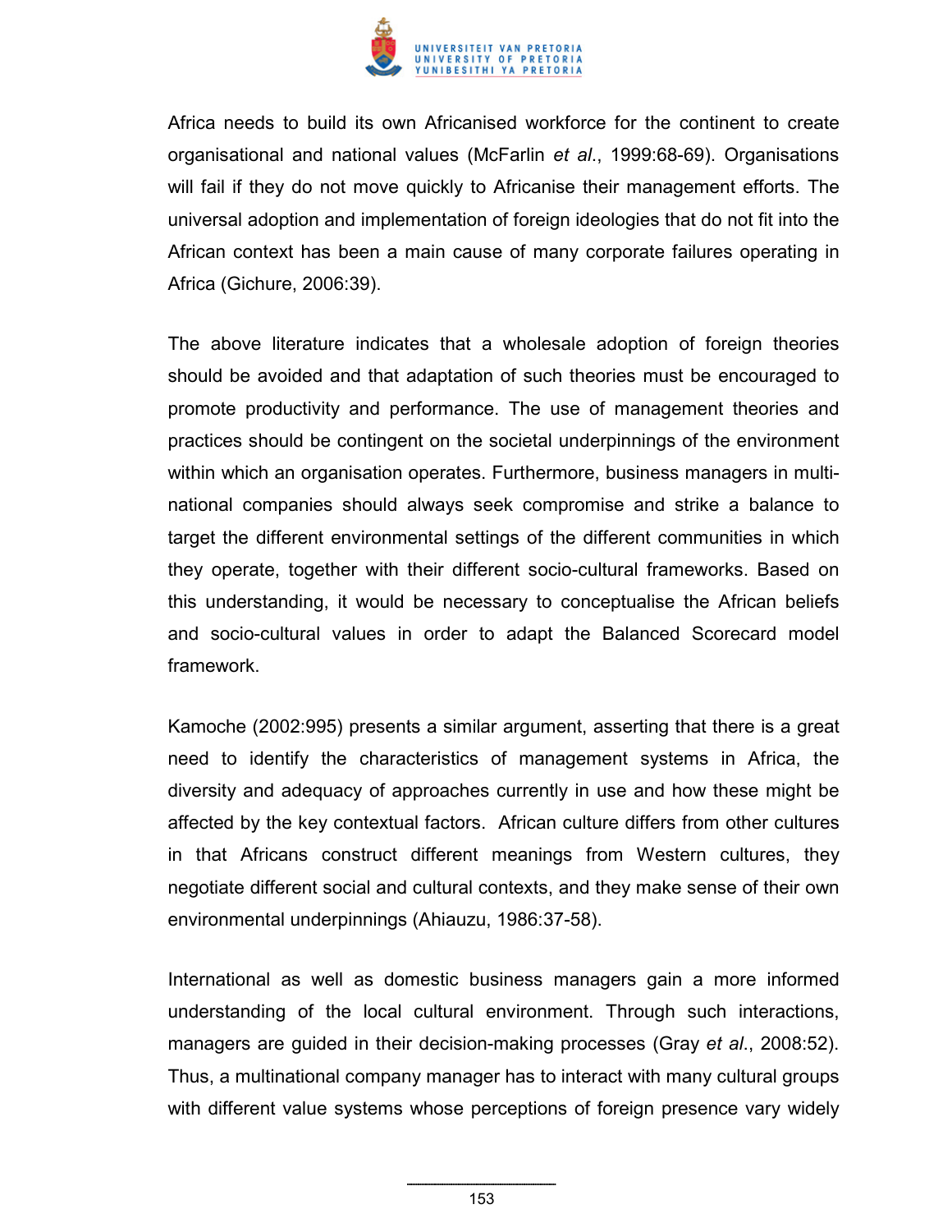Africa needs to build its own Africanised workforce for the continent to create organisational and national values (McFarlin *et al*., 1999:68-69). Organisations will fail if they do not move quickly to Africanise their management efforts. The universal adoption and implementation of foreign ideologies that do not fit into the African context has been a main cause of many corporate failures operating in Africa (Gichure, 2006:39).

The above literature indicates that a wholesale adoption of foreign theories should be avoided and that adaptation of such theories must be encouraged to promote productivity and performance. The use of management theories and practices should be contingent on the societal underpinnings of the environment within which an organisation operates. Furthermore, business managers in multi-national companies should always seek compromise and strike a balance to target the different environmental settings of the different communities in which they operate, together with their different socio-cultural frameworks. Based on this understanding, it would be necessary to conceptualise the African beliefs and socio-cultural values in order to adapt the Balanced Scorecard model framework.

Kamoche (2002:995) presents a similar argument, asserting that there is a great need to identify the characteristics of management systems in Africa, the diversity and adequacy of approaches currently in use and how these might be affected by the key contextual factors. African culture differs from other cultures in that Africans construct different meanings from Western cultures, they negotiate different social and cultural contexts, and they make sense of their own environmental underpinnings (Ahiauzu, 1986:37-58).

International as well as domestic business managers gain a more informed understanding of the local cultural environment. Through such interactions, managers are guided in their decision-making processes (Gray *et al*., 2008:52). Thus, a multinational company manager has to interact with many cultural groups with different value systems whose perceptions of foreign presence vary widely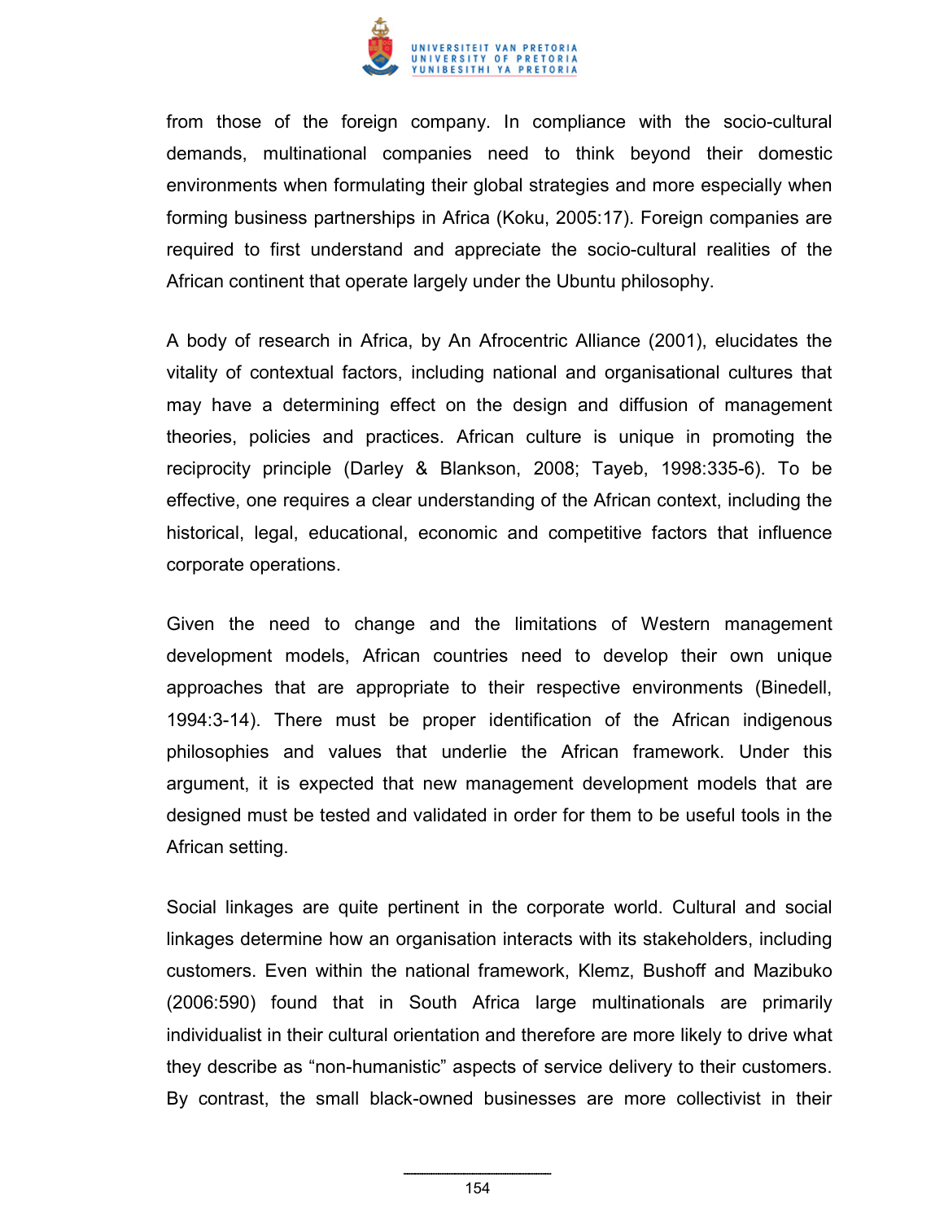from those of the foreign company. In compliance with the socio-cultural demands, multinational companies need to think beyond their domestic environments when formulating their global strategies and more especially when forming business partnerships in Africa (Koku, 2005:17). Foreign companies are required to first understand and appreciate the socio-cultural realities of the African continent that operate largely under the Ubuntu philosophy.

A body of research in Africa, by An Afrocentric Alliance (2001), elucidates the vitality of contextual factors, including national and organisational cultures that may have a determining effect on the design and diffusion of management theories, policies and practices. African culture is unique in promoting the reciprocity principle (Darley & Blankson, 2008; Tayeb, 1998:335-6). To be effective, one requires a clear understanding of the African context, including the historical, legal, educational, economic and competitive factors that influence corporate operations.

Given the need to change and the limitations of Western management development models, African countries need to develop their own unique approaches that are appropriate to their respective environments (Binedell, 1994:3-14). There must be proper identification of the African indigenous philosophies and values that underlie the African framework. Under this argument, it is expected that new management development models that are designed must be tested and validated in order for them to be useful tools in the African setting.

Social linkages are quite pertinent in the corporate world. Cultural and social linkages determine how an organisation interacts with its stakeholders, including customers. Even within the national framework, Klemz, Bushoff and Mazibuko (2006:590) found that in South Africa large multinationals are primarily individualist in their cultural orientation and therefore are more likely to drive what they describe as "non-humanistic" aspects of service delivery to their customers. By contrast, the small black-owned businesses are more collectivist in their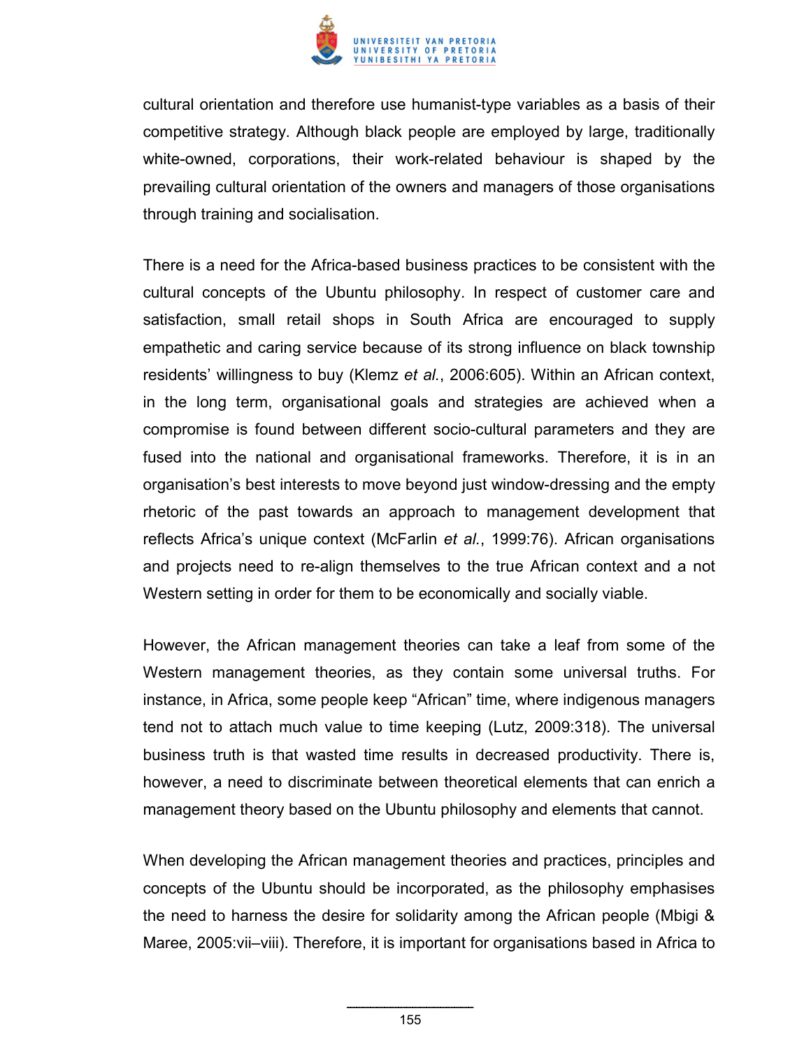cultural orientation and therefore use humanist-type variables as a basis of their competitive strategy. Although black people are employed by large, traditionally white-owned, corporations, their work-related behaviour is shaped by the prevailing cultural orientation of the owners and managers of those organisations through training and socialisation.

There is a need for the Africa-based business practices to be consistent with the cultural concepts of the Ubuntu philosophy. In respect of customer care and satisfaction, small retail shops in South Africa are encouraged to supply empathetic and caring service because of its strong influence on black township residents' willingness to buy (Klemz *et al.*, 2006:605). Within an African context, in the long term, organisational goals and strategies are achieved when a compromise is found between different socio-cultural parameters and they are fused into the national and organisational frameworks. Therefore, it is in an organisation's best interests to move beyond just window-dressing and the empty rhetoric of the past towards an approach to management development that reflects Africa's unique context (McFarlin *et al.*, 1999:76). African organisations and projects need to re-align themselves to the true African context and a not Western setting in order for them to be economically and socially viable.

However, the African management theories can take a leaf from some of the Western management theories, as they contain some universal truths. For instance, in Africa, some people keep "African" time, where indigenous managers tend not to attach much value to time keeping (Lutz, 2009:318). The universal business truth is that wasted time results in decreased productivity. There is, however, a need to discriminate between theoretical elements that can enrich a management theory based on the Ubuntu philosophy and elements that cannot.

When developing the African management theories and practices, principles and concepts of the Ubuntu should be incorporated, as the philosophy emphasises the need to harness the desire for solidarity among the African people (Mbigi & Maree, 2005:vii–viii). Therefore, it is important for organisations based in Africa to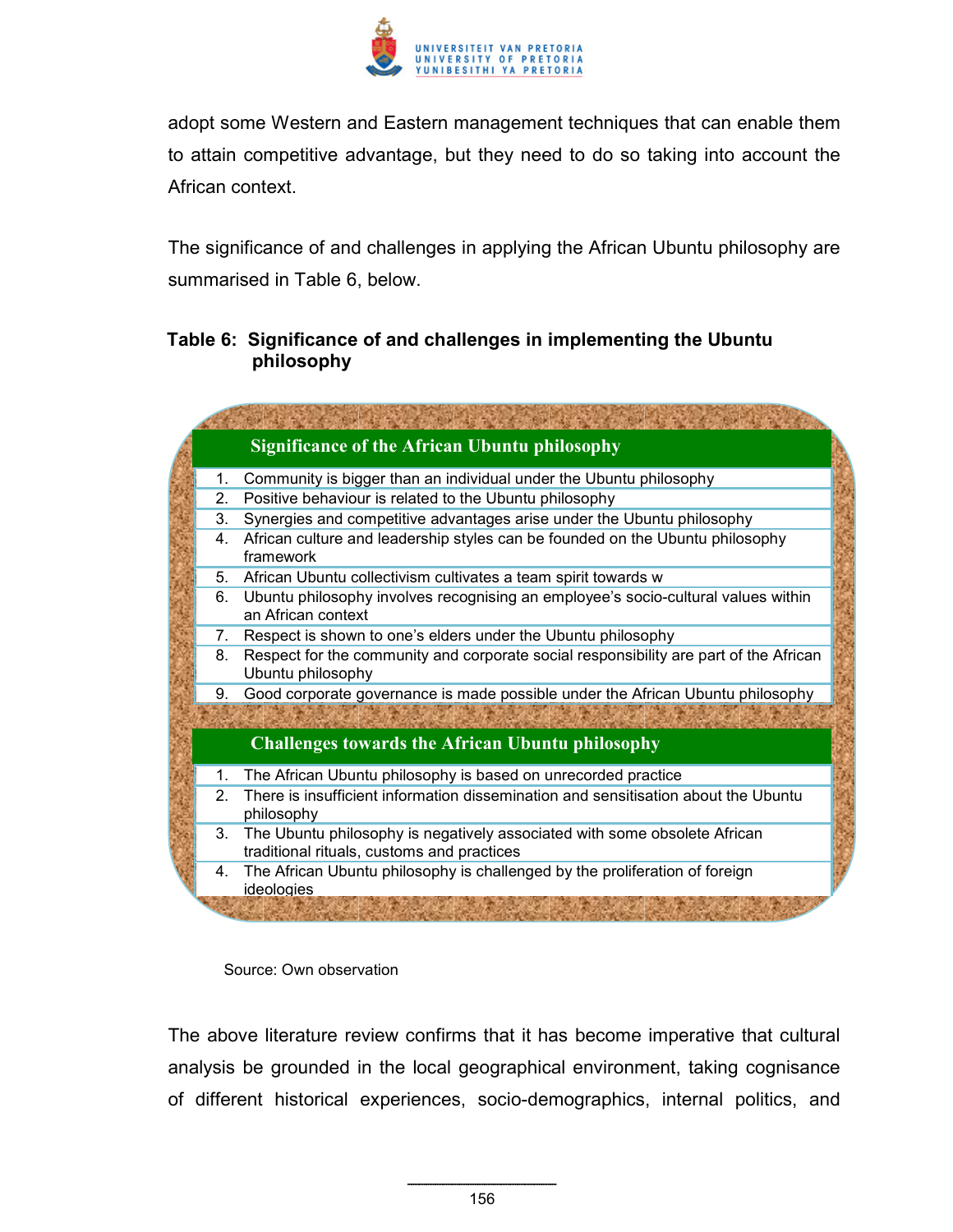adopt some Western and Eastern management techniques that can enable them to attain competitive advantage, but they need to do so taking into account the African context.

The significance of and challenges in applying the African Ubuntu philosophy are summarised in Table 6, below.

**Table 6: Significance of and challenges in implementing the Ubuntu philosophy**

| Significance of the African Ubuntu philosophy |
|---|
| 1. Community is bigger than an individual under the Ubuntu philosophy |
| 2. Positive behaviour is related to the Ubuntu philosophy |
| 3. Synergies and competitive advantages arise under the Ubuntu philosophy |
| 4. African culture and leadership styles can be founded on the Ubuntu philosophy framework |
| 5. African Ubuntu collectivism cultivates a team spirit towards w |
| 6. Ubuntu philosophy involves recognising an employee's socio-cultural values within an African context |
| 7. Respect is shown to one's elders under the Ubuntu philosophy |
| 8. Respect for the community and corporate social responsibility are part of the African Ubuntu philosophy |
| 9. Good corporate governance is made possible under the African Ubuntu philosophy |

| Challenges towards the African Ubuntu philosophy |
|---|
| 1. The African Ubuntu philosophy is based on unrecorded practice |
| 2. There is insufficient information dissemination and sensitisation about the Ubuntu philosophy |
| 3. The Ubuntu philosophy is negatively associated with some obsolete African traditional rituals, customs and practices |
| 4. The African Ubuntu philosophy is challenged by the proliferation of foreign ideologies |

Source: Own observation

The above literature review confirms that it has become imperative that cultural analysis be grounded in the local geographical environment, taking cognisance of different historical experiences, socio-demographics, internal politics, and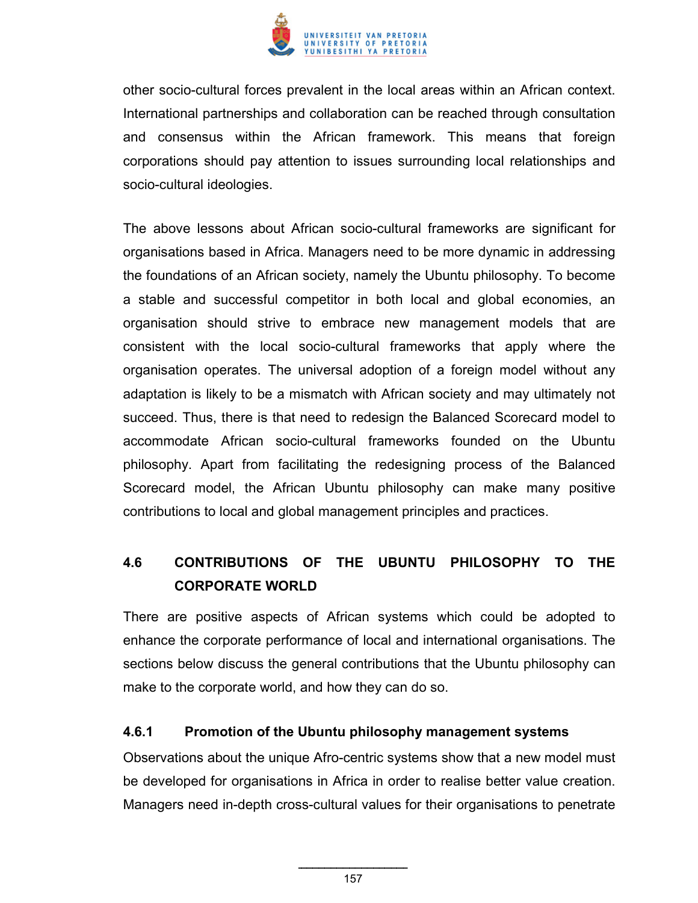other socio-cultural forces prevalent in the local areas within an African context. International partnerships and collaboration can be reached through consultation and consensus within the African framework. This means that foreign corporations should pay attention to issues surrounding local relationships and socio-cultural ideologies.

The above lessons about African socio-cultural frameworks are significant for organisations based in Africa. Managers need to be more dynamic in addressing the foundations of an African society, namely the Ubuntu philosophy. To become a stable and successful competitor in both local and global economies, an organisation should strive to embrace new management models that are consistent with the local socio-cultural frameworks that apply where the organisation operates. The universal adoption of a foreign model without any adaptation is likely to be a mismatch with African society and may ultimately not succeed. Thus, there is that need to redesign the Balanced Scorecard model to accommodate African socio-cultural frameworks founded on the Ubuntu philosophy. Apart from facilitating the redesigning process of the Balanced Scorecard model, the African Ubuntu philosophy can make many positive contributions to local and global management principles and practices.

## 4.6 CONTRIBUTIONS OF THE UBUNTU PHILOSOPHY TO THE CORPORATE WORLD

There are positive aspects of African systems which could be adopted to enhance the corporate performance of local and international organisations. The sections below discuss the general contributions that the Ubuntu philosophy can make to the corporate world, and how they can do so.

### 4.6.1 Promotion of the Ubuntu philosophy management systems

Observations about the unique Afro-centric systems show that a new model must be developed for organisations in Africa in order to realise better value creation. Managers need in-depth cross-cultural values for their organisations to penetrate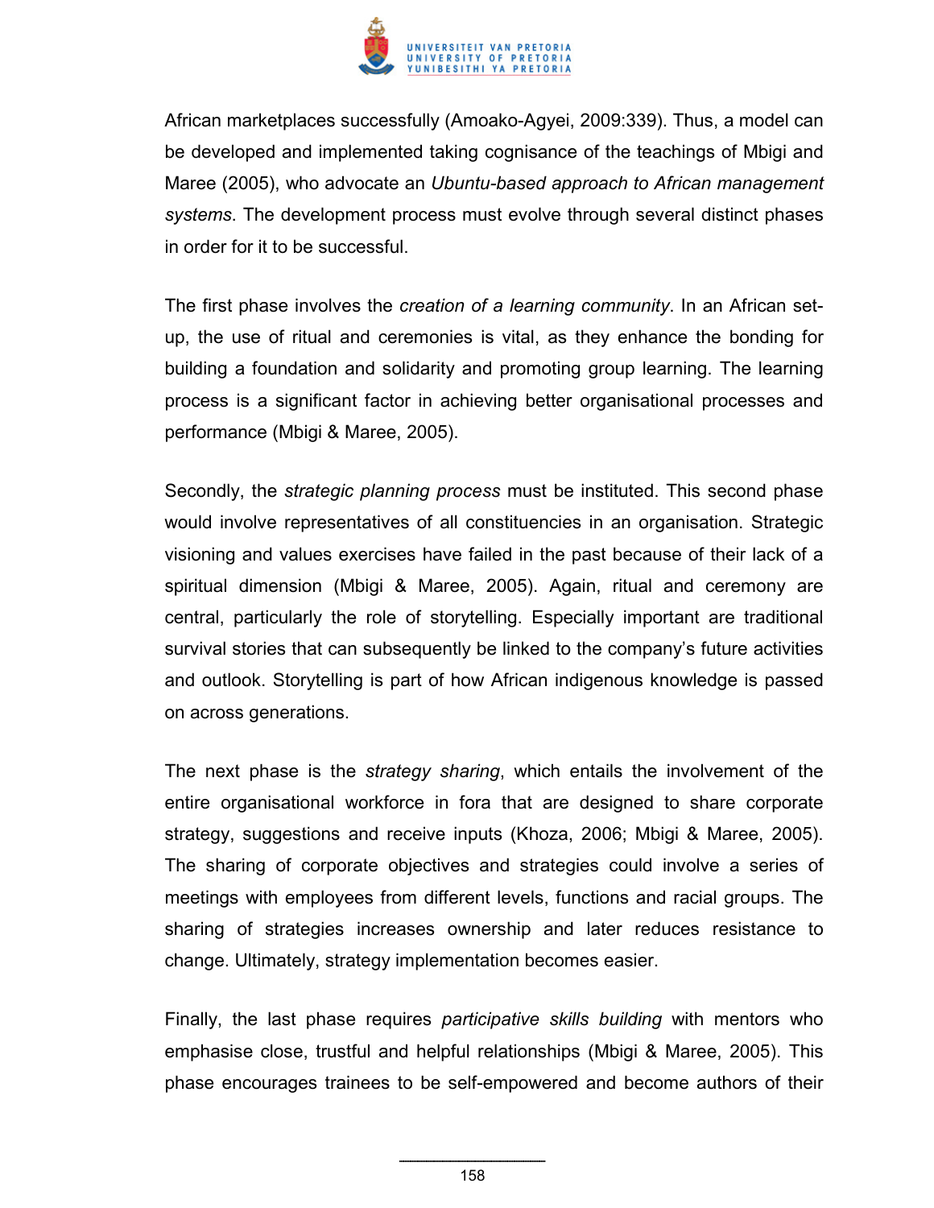African marketplaces successfully (Amoako-Agyei, 2009:339). Thus, a model can be developed and implemented taking cognisance of the teachings of Mbigi and Maree (2005), who advocate an *Ubuntu-based approach to African management systems*. The development process must evolve through several distinct phases in order for it to be successful.

The first phase involves the *creation of a learning community*. In an African set-up, the use of ritual and ceremonies is vital, as they enhance the bonding for building a foundation and solidarity and promoting group learning. The learning process is a significant factor in achieving better organisational processes and performance (Mbigi & Maree, 2005).

Secondly, the *strategic planning process* must be instituted. This second phase would involve representatives of all constituencies in an organisation. Strategic visioning and values exercises have failed in the past because of their lack of a spiritual dimension (Mbigi & Maree, 2005). Again, ritual and ceremony are central, particularly the role of storytelling. Especially important are traditional survival stories that can subsequently be linked to the company's future activities and outlook. Storytelling is part of how African indigenous knowledge is passed on across generations.

The next phase is the *strategy sharing*, which entails the involvement of the entire organisational workforce in fora that are designed to share corporate strategy, suggestions and receive inputs (Khoza, 2006; Mbigi & Maree, 2005). The sharing of corporate objectives and strategies could involve a series of meetings with employees from different levels, functions and racial groups. The sharing of strategies increases ownership and later reduces resistance to change. Ultimately, strategy implementation becomes easier.

Finally, the last phase requires *participative skills building* with mentors who emphasise close, trustful and helpful relationships (Mbigi & Maree, 2005). This phase encourages trainees to be self-empowered and become authors of their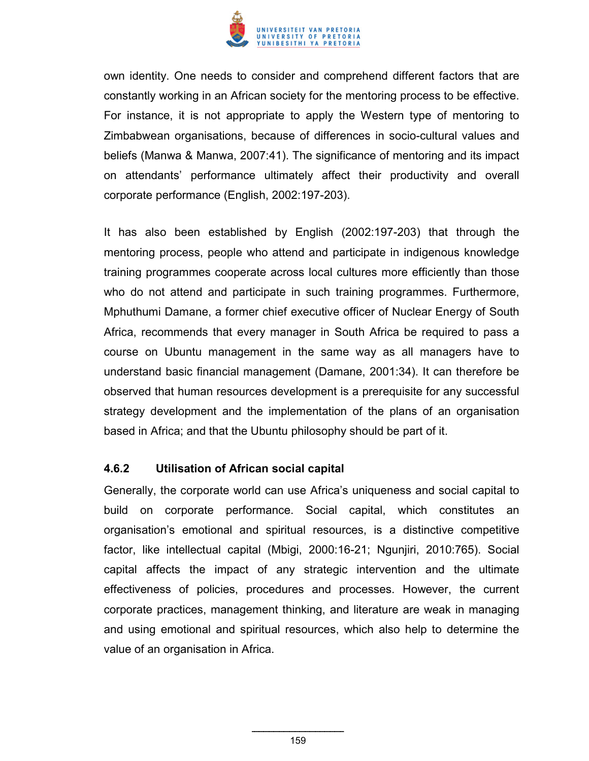own identity. One needs to consider and comprehend different factors that are constantly working in an African society for the mentoring process to be effective. For instance, it is not appropriate to apply the Western type of mentoring to Zimbabwean organisations, because of differences in socio-cultural values and beliefs (Manwa & Manwa, 2007:41). The significance of mentoring and its impact on attendants' performance ultimately affect their productivity and overall corporate performance (English, 2002:197-203).

It has also been established by English (2002:197-203) that through the mentoring process, people who attend and participate in indigenous knowledge training programmes cooperate across local cultures more efficiently than those who do not attend and participate in such training programmes. Furthermore, Mphuthumi Damane, a former chief executive officer of Nuclear Energy of South Africa, recommends that every manager in South Africa be required to pass a course on Ubuntu management in the same way as all managers have to understand basic financial management (Damane, 2001:34). It can therefore be observed that human resources development is a prerequisite for any successful strategy development and the implementation of the plans of an organisation based in Africa; and that the Ubuntu philosophy should be part of it.

### 4.6.2 Utilisation of African social capital

Generally, the corporate world can use Africa's uniqueness and social capital to build on corporate performance. Social capital, which constitutes an organisation's emotional and spiritual resources, is a distinctive competitive factor, like intellectual capital (Mbigi, 2000:16-21; Ngunjiri, 2010:765). Social capital affects the impact of any strategic intervention and the ultimate effectiveness of policies, procedures and processes. However, the current corporate practices, management thinking, and literature are weak in managing and using emotional and spiritual resources, which also help to determine the value of an organisation in Africa.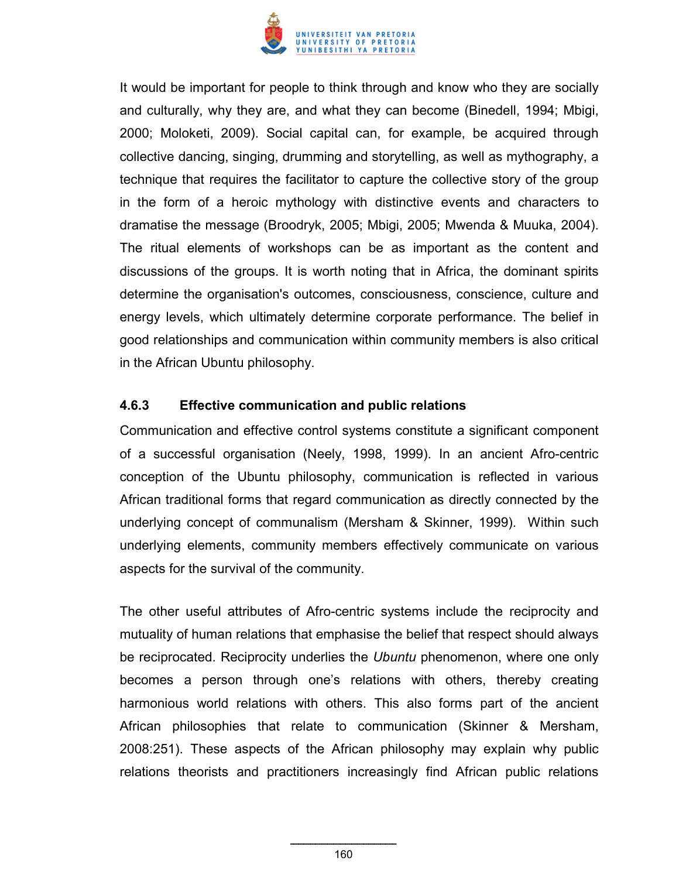It would be important for people to think through and know who they are socially and culturally, why they are, and what they can become (Binedell, 1994; Mbigi, 2000; Moloketi, 2009). Social capital can, for example, be acquired through collective dancing, singing, drumming and storytelling, as well as mythography, a technique that requires the facilitator to capture the collective story of the group in the form of a heroic mythology with distinctive events and characters to dramatise the message (Broodryk, 2005; Mbigi, 2005; Mwenda & Muuka, 2004). The ritual elements of workshops can be as important as the content and discussions of the groups. It is worth noting that in Africa, the dominant spirits determine the organisation's outcomes, consciousness, conscience, culture and energy levels, which ultimately determine corporate performance. The belief in good relationships and communication within community members is also critical in the African Ubuntu philosophy.

### 4.6.3 Effective communication and public relations

Communication and effective control systems constitute a significant component of a successful organisation (Neely, 1998, 1999). In an ancient Afro-centric conception of the Ubuntu philosophy, communication is reflected in various African traditional forms that regard communication as directly connected by the underlying concept of communalism (Mersham & Skinner, 1999). Within such underlying elements, community members effectively communicate on various aspects for the survival of the community.

The other useful attributes of Afro-centric systems include the reciprocity and mutuality of human relations that emphasise the belief that respect should always be reciprocated. Reciprocity underlies the *Ubuntu* phenomenon, where one only becomes a person through one's relations with others, thereby creating harmonious world relations with others. This also forms part of the ancient African philosophies that relate to communication (Skinner & Mersham, 2008:251). These aspects of the African philosophy may explain why public relations theorists and practitioners increasingly find African public relations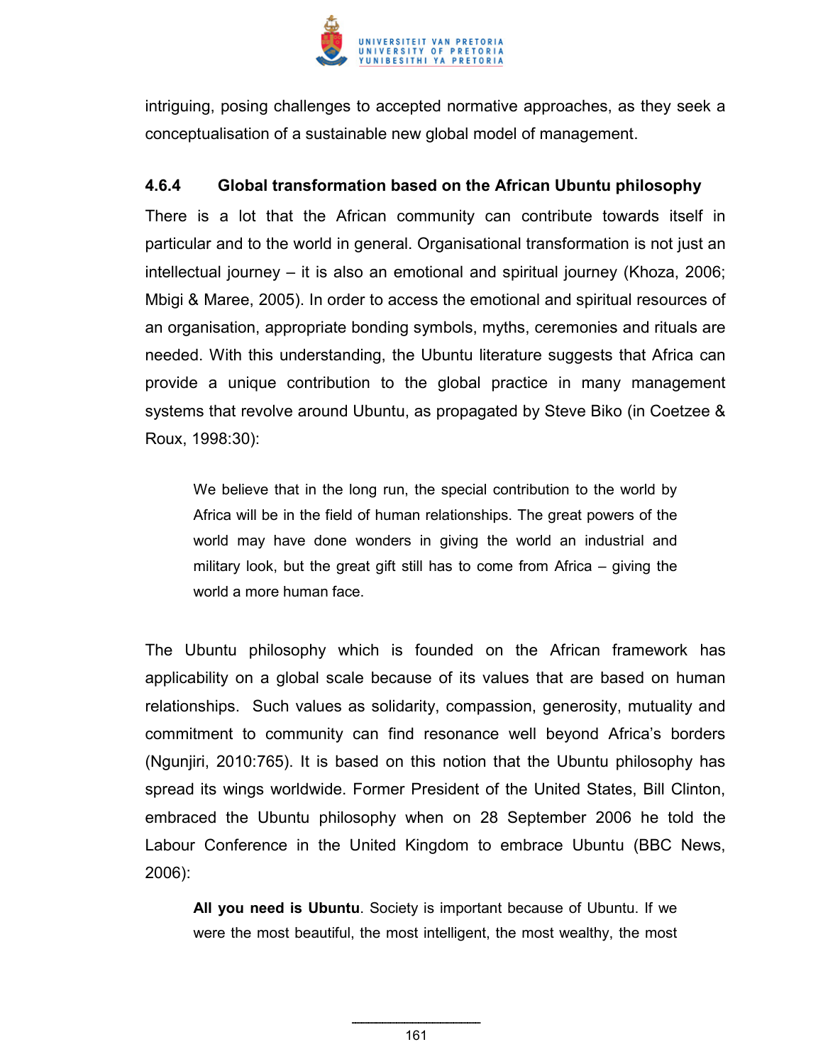intriguing, posing challenges to accepted normative approaches, as they seek a conceptualisation of a sustainable new global model of management.

#### 4.6.4 Global transformation based on the African Ubuntu philosophy

There is a lot that the African community can contribute towards itself in particular and to the world in general. Organisational transformation is not just an intellectual journey – it is also an emotional and spiritual journey (Khoza, 2006; Mbigi & Maree, 2005). In order to access the emotional and spiritual resources of an organisation, appropriate bonding symbols, myths, ceremonies and rituals are needed. With this understanding, the Ubuntu literature suggests that Africa can provide a unique contribution to the global practice in many management systems that revolve around Ubuntu, as propagated by Steve Biko (in Coetzee & Roux, 1998:30):

> We believe that in the long run, the special contribution to the world by Africa will be in the field of human relationships. The great powers of the world may have done wonders in giving the world an industrial and military look, but the great gift still has to come from Africa – giving the world a more human face.

The Ubuntu philosophy which is founded on the African framework has applicability on a global scale because of its values that are based on human relationships. Such values as solidarity, compassion, generosity, mutuality and commitment to community can find resonance well beyond Africa's borders (Ngunjiri, 2010:765). It is based on this notion that the Ubuntu philosophy has spread its wings worldwide. Former President of the United States, Bill Clinton, embraced the Ubuntu philosophy when on 28 September 2006 he told the Labour Conference in the United Kingdom to embrace Ubuntu (BBC News, 2006):

> **All you need is Ubuntu**. Society is important because of Ubuntu. If we were the most beautiful, the most intelligent, the most wealthy, the most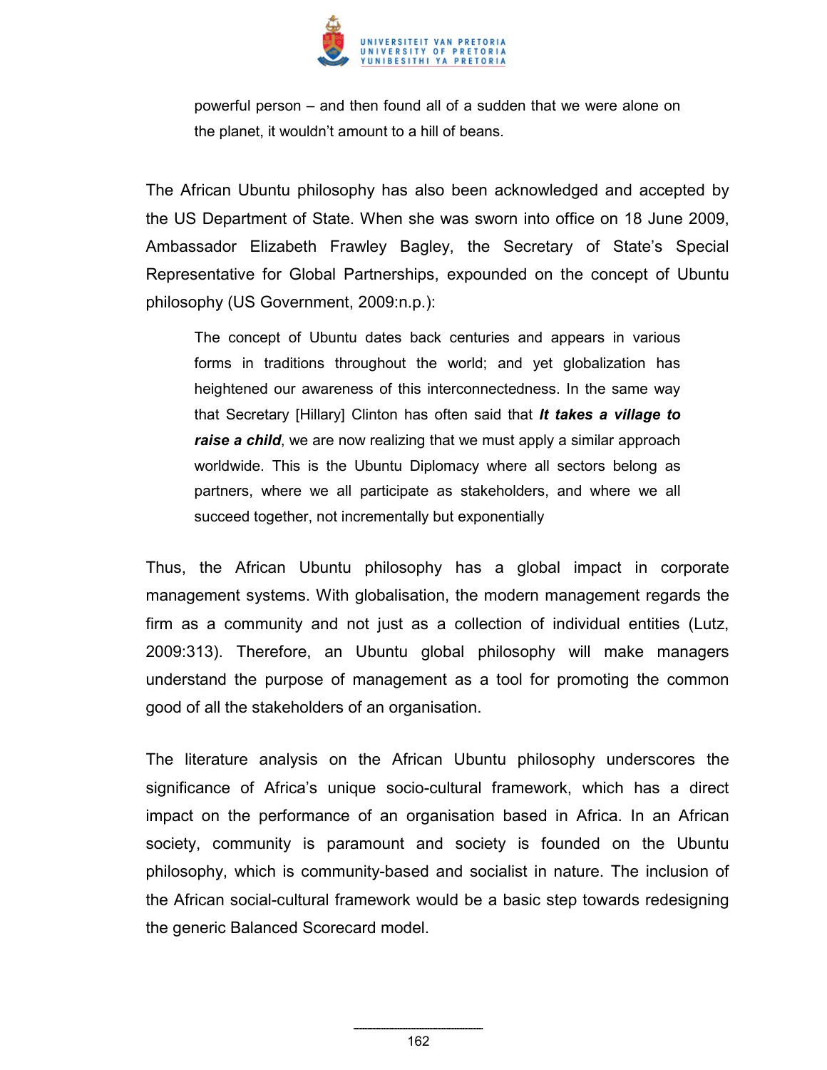> powerful person – and then found all of a sudden that we were alone on the planet, it wouldn't amount to a hill of beans.

The African Ubuntu philosophy has also been acknowledged and accepted by the US Department of State. When she was sworn into office on 18 June 2009, Ambassador Elizabeth Frawley Bagley, the Secretary of State's Special Representative for Global Partnerships, expounded on the concept of Ubuntu philosophy (US Government, 2009:n.p.):

> The concept of Ubuntu dates back centuries and appears in various forms in traditions throughout the world; and yet globalization has heightened our awareness of this interconnectedness. In the same way that Secretary [Hillary] Clinton has often said that ***It takes a village to raise a child***, we are now realizing that we must apply a similar approach worldwide. This is the Ubuntu Diplomacy where all sectors belong as partners, where we all participate as stakeholders, and where we all succeed together, not incrementally but exponentially

Thus, the African Ubuntu philosophy has a global impact in corporate management systems. With globalisation, the modern management regards the firm as a community and not just as a collection of individual entities (Lutz, 2009:313). Therefore, an Ubuntu global philosophy will make managers understand the purpose of management as a tool for promoting the common good of all the stakeholders of an organisation.

The literature analysis on the African Ubuntu philosophy underscores the significance of Africa's unique socio-cultural framework, which has a direct impact on the performance of an organisation based in Africa. In an African society, community is paramount and society is founded on the Ubuntu philosophy, which is community-based and socialist in nature. The inclusion of the African social-cultural framework would be a basic step towards redesigning the generic Balanced Scorecard model.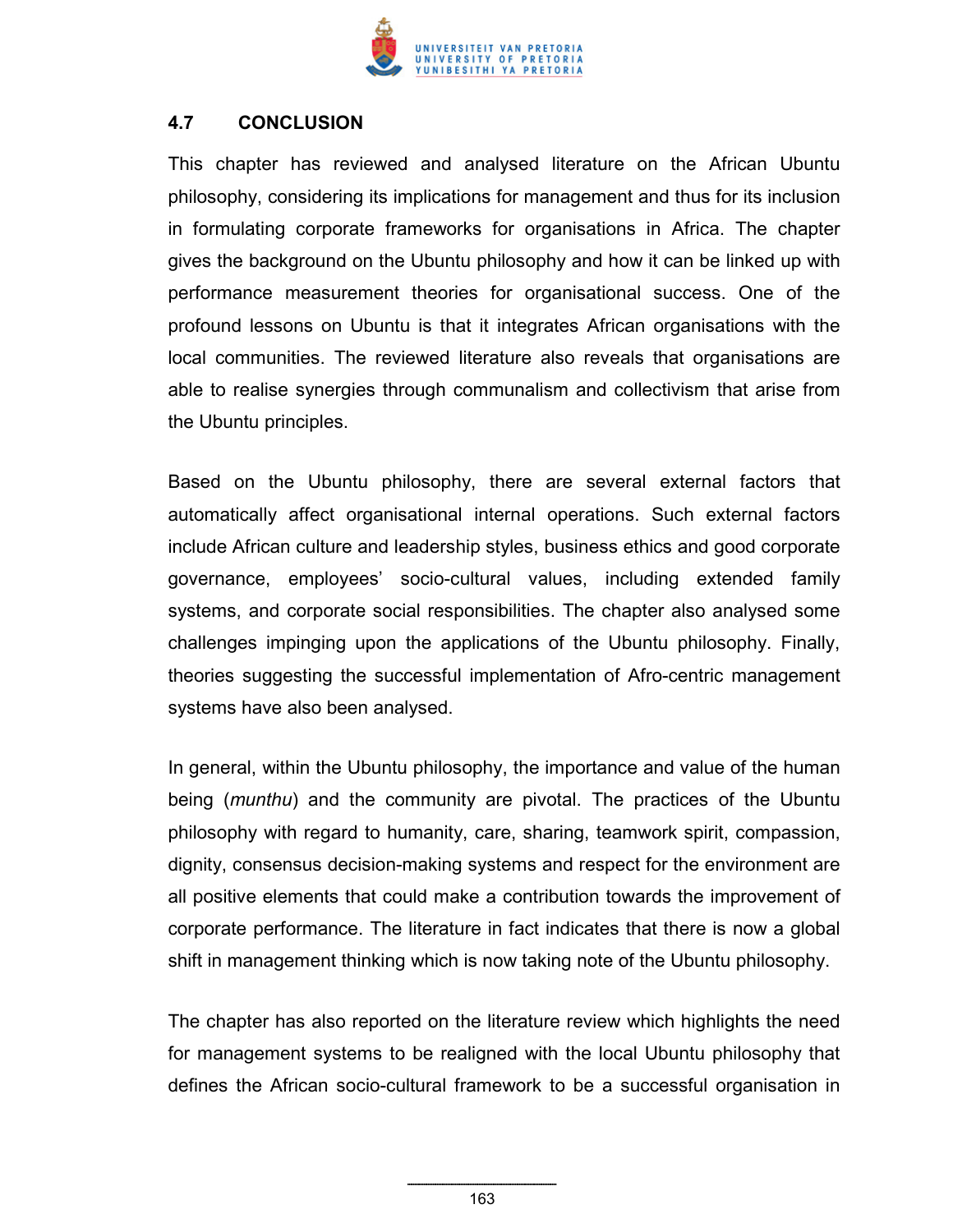## 4.7 CONCLUSION

This chapter has reviewed and analysed literature on the African Ubuntu philosophy, considering its implications for management and thus for its inclusion in formulating corporate frameworks for organisations in Africa. The chapter gives the background on the Ubuntu philosophy and how it can be linked up with performance measurement theories for organisational success. One of the profound lessons on Ubuntu is that it integrates African organisations with the local communities. The reviewed literature also reveals that organisations are able to realise synergies through communalism and collectivism that arise from the Ubuntu principles.

Based on the Ubuntu philosophy, there are several external factors that automatically affect organisational internal operations. Such external factors include African culture and leadership styles, business ethics and good corporate governance, employees' socio-cultural values, including extended family systems, and corporate social responsibilities. The chapter also analysed some challenges impinging upon the applications of the Ubuntu philosophy. Finally, theories suggesting the successful implementation of Afro-centric management systems have also been analysed.

In general, within the Ubuntu philosophy, the importance and value of the human being (*munthu*) and the community are pivotal. The practices of the Ubuntu philosophy with regard to humanity, care, sharing, teamwork spirit, compassion, dignity, consensus decision-making systems and respect for the environment are all positive elements that could make a contribution towards the improvement of corporate performance. The literature in fact indicates that there is now a global shift in management thinking which is now taking note of the Ubuntu philosophy.

The chapter has also reported on the literature review which highlights the need for management systems to be realigned with the local Ubuntu philosophy that defines the African socio-cultural framework to be a successful organisation in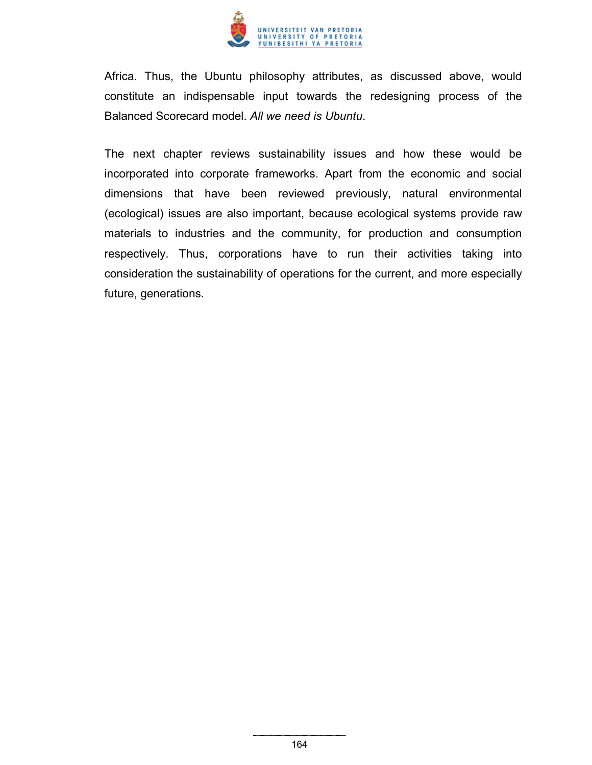Africa. Thus, the Ubuntu philosophy attributes, as discussed above, would constitute an indispensable input towards the redesigning process of the Balanced Scorecard model. *All we need is Ubuntu*.

The next chapter reviews sustainability issues and how these would be incorporated into corporate frameworks. Apart from the economic and social dimensions that have been reviewed previously, natural environmental (ecological) issues are also important, because ecological systems provide raw materials to industries and the community, for production and consumption respectively. Thus, corporations have to run their activities taking into consideration the sustainability of operations for the current, and more especially future, generations.